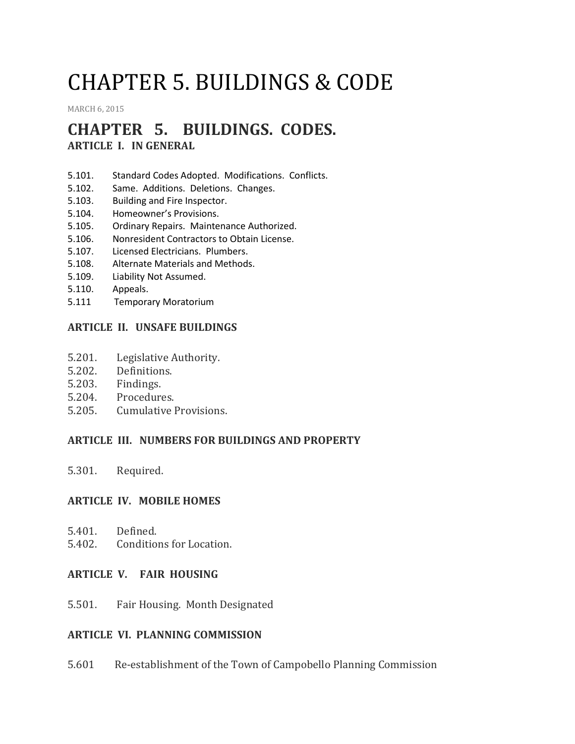# CHAPTER 5. BUILDINGS & CODE

MARCH 6, 2015

## CHAPTER 5. BUILDINGS. CODES.

### ARTICLE I. IN GENERAL

5.101. Standard Codes Adopted. Modifications. Conflicts.
5.102. Same. Additions. Deletions. Changes.
5.103. Building and Fire Inspector.
5.104. Homeowner's Provisions.
5.105. Ordinary Repairs. Maintenance Authorized.
5.106. Nonresident Contractors to Obtain License.
5.107. Licensed Electricians. Plumbers.
5.108. Alternate Materials and Methods.
5.109. Liability Not Assumed.
5.110. Appeals.
5.111 Temporary Moratorium

### ARTICLE II. UNSAFE BUILDINGS

5.201. Legislative Authority.
5.202. Definitions.
5.203. Findings.
5.204. Procedures.
5.205. Cumulative Provisions.

### ARTICLE III. NUMBERS FOR BUILDINGS AND PROPERTY

5.301. Required.

### ARTICLE IV. MOBILE HOMES

5.401. Defined.
5.402. Conditions for Location.

### ARTICLE V. FAIR HOUSING

5.501. Fair Housing. Month Designated

### ARTICLE VI. PLANNING COMMISSION

5.601 Re-establishment of the Town of Campobello Planning Commission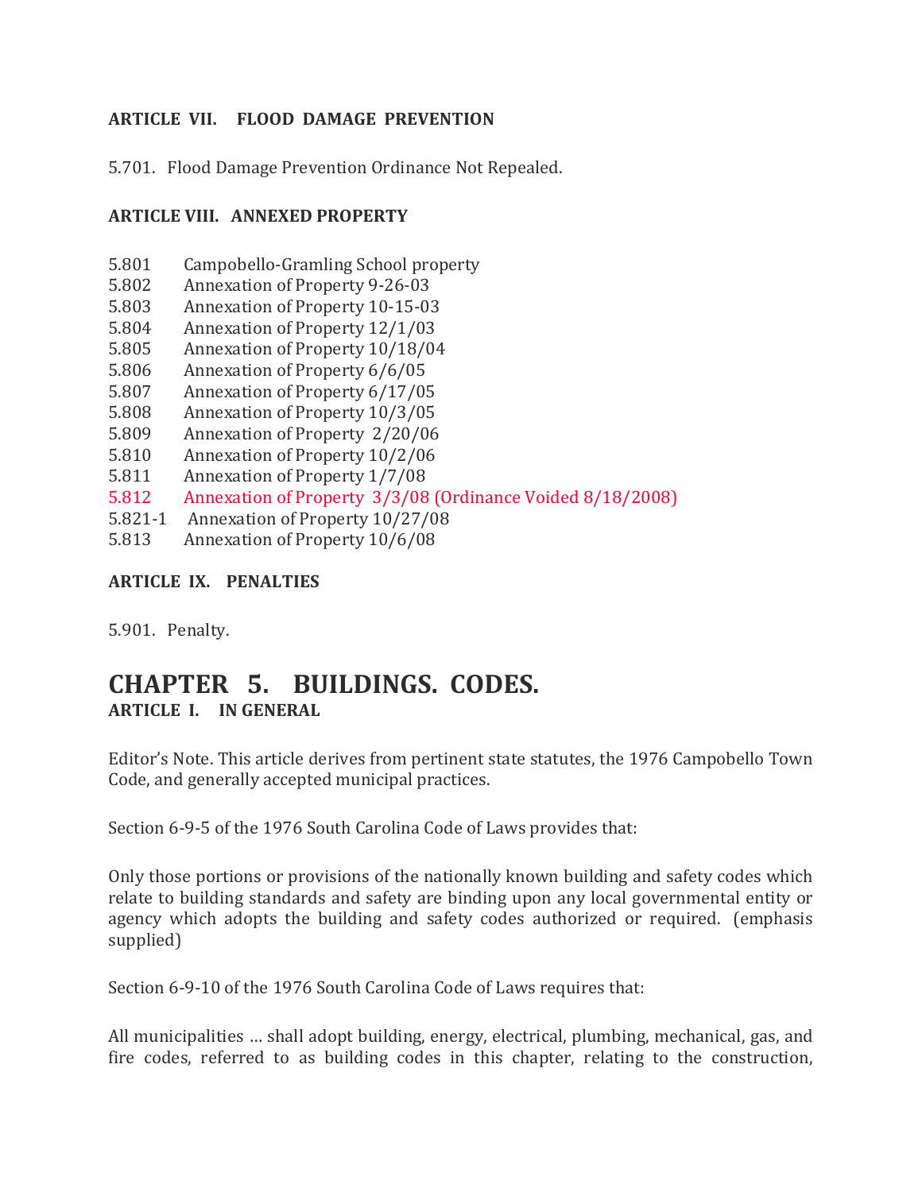**ARTICLE VII. FLOOD DAMAGE PREVENTION**

5.701. Flood Damage Prevention Ordinance Not Repealed.

**ARTICLE VIII. ANNEXED PROPERTY**

5.801 Campobello-Gramling School property
5.802 Annexation of Property 9-26-03
5.803 Annexation of Property 10-15-03
5.804 Annexation of Property 12/1/03
5.805 Annexation of Property 10/18/04
5.806 Annexation of Property 6/6/05
5.807 Annexation of Property 6/17/05
5.808 Annexation of Property 10/3/05
5.809 Annexation of Property 2/20/06
5.810 Annexation of Property 10/2/06
5.811 Annexation of Property 1/7/08
5.812 Annexation of Property 3/3/08 (Ordinance Voided 8/18/2008)
5.821-1 Annexation of Property 10/27/08
5.813 Annexation of Property 10/6/08

**ARTICLE IX. PENALTIES**

5.901. Penalty.

# CHAPTER 5. BUILDINGS. CODES.

**ARTICLE I. IN GENERAL**

Editor's Note. This article derives from pertinent state statutes, the 1976 Campobello Town Code, and generally accepted municipal practices.

Section 6-9-5 of the 1976 South Carolina Code of Laws provides that:

Only those portions or provisions of the nationally known building and safety codes which relate to building standards and safety are binding upon any local governmental entity or agency which adopts the building and safety codes authorized or required. (emphasis supplied)

Section 6-9-10 of the 1976 South Carolina Code of Laws requires that:

All municipalities … shall adopt building, energy, electrical, plumbing, mechanical, gas, and fire codes, referred to as building codes in this chapter, relating to the construction,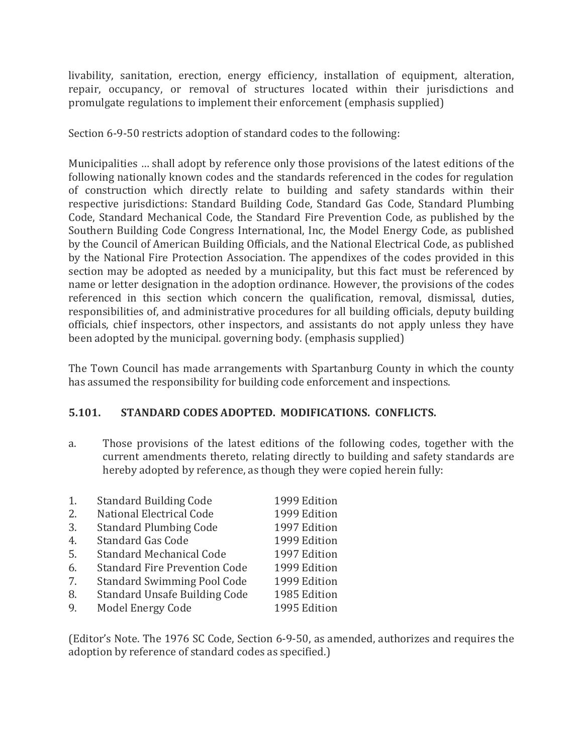livability, sanitation, erection, energy efficiency, installation of equipment, alteration, repair, occupancy, or removal of structures located within their jurisdictions and promulgate regulations to implement their enforcement (emphasis supplied)

Section 6-9-50 restricts adoption of standard codes to the following:

Municipalities … shall adopt by reference only those provisions of the latest editions of the following nationally known codes and the standards referenced in the codes for regulation of construction which directly relate to building and safety standards within their respective jurisdictions: Standard Building Code, Standard Gas Code, Standard Plumbing Code, Standard Mechanical Code, the Standard Fire Prevention Code, as published by the Southern Building Code Congress International, Inc, the Model Energy Code, as published by the Council of American Building Officials, and the National Electrical Code, as published by the National Fire Protection Association. The appendixes of the codes provided in this section may be adopted as needed by a municipality, but this fact must be referenced by name or letter designation in the adoption ordinance. However, the provisions of the codes referenced in this section which concern the qualification, removal, dismissal, duties, responsibilities of, and administrative procedures for all building officials, deputy building officials, chief inspectors, other inspectors, and assistants do not apply unless they have been adopted by the municipal. governing body. (emphasis supplied)

The Town Council has made arrangements with Spartanburg County in which the county has assumed the responsibility for building code enforcement and inspections.

### 5.101. STANDARD CODES ADOPTED. MODIFICATIONS. CONFLICTS.

a. Those provisions of the latest editions of the following codes, together with the current amendments thereto, relating directly to building and safety standards are hereby adopted by reference, as though they were copied herein fully:

| | Code | Edition |
|---|---|---|
| 1. | Standard Building Code | 1999 Edition |
| 2. | National Electrical Code | 1999 Edition |
| 3. | Standard Plumbing Code | 1997 Edition |
| 4. | Standard Gas Code | 1999 Edition |
| 5. | Standard Mechanical Code | 1997 Edition |
| 6. | Standard Fire Prevention Code | 1999 Edition |
| 7. | Standard Swimming Pool Code | 1999 Edition |
| 8. | Standard Unsafe Building Code | 1985 Edition |
| 9. | Model Energy Code | 1995 Edition |

(Editor's Note. The 1976 SC Code, Section 6-9-50, as amended, authorizes and requires the adoption by reference of standard codes as specified.)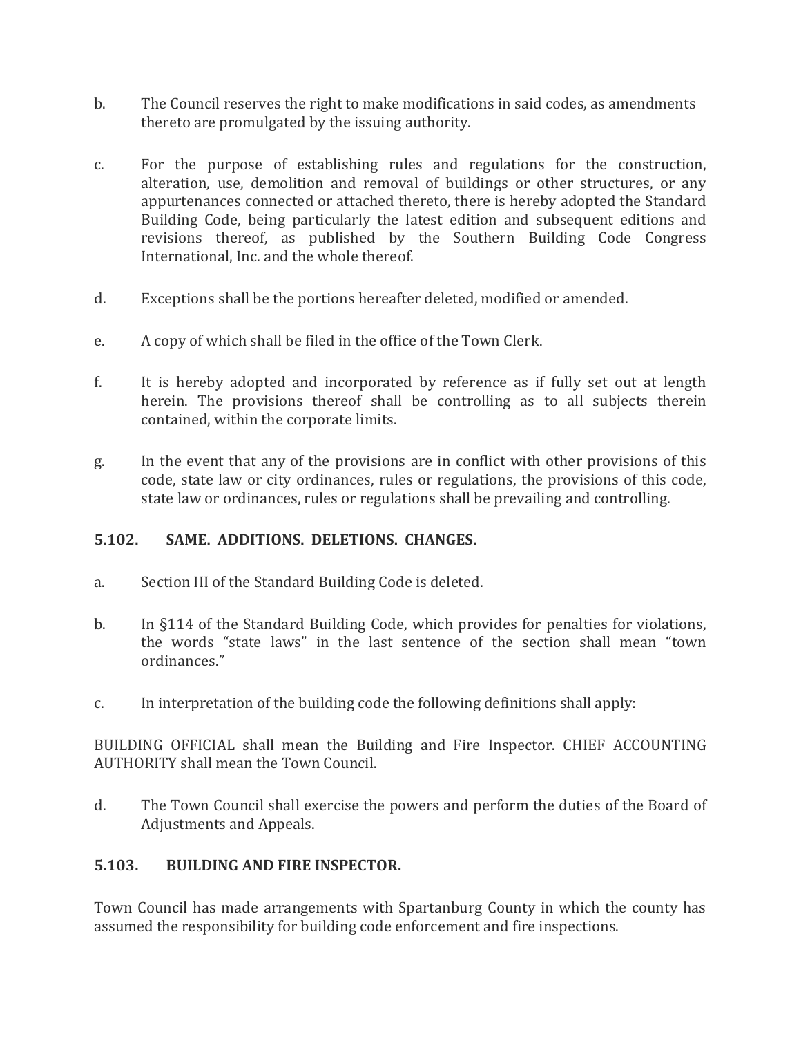b. The Council reserves the right to make modifications in said codes, as amendments thereto are promulgated by the issuing authority.

c. For the purpose of establishing rules and regulations for the construction, alteration, use, demolition and removal of buildings or other structures, or any appurtenances connected or attached thereto, there is hereby adopted the Standard Building Code, being particularly the latest edition and subsequent editions and revisions thereof, as published by the Southern Building Code Congress International, Inc. and the whole thereof.

d. Exceptions shall be the portions hereafter deleted, modified or amended.

e. A copy of which shall be filed in the office of the Town Clerk.

f. It is hereby adopted and incorporated by reference as if fully set out at length herein. The provisions thereof shall be controlling as to all subjects therein contained, within the corporate limits.

g. In the event that any of the provisions are in conflict with other provisions of this code, state law or city ordinances, rules or regulations, the provisions of this code, state law or ordinances, rules or regulations shall be prevailing and controlling.

### 5.102. SAME. ADDITIONS. DELETIONS. CHANGES.

a. Section III of the Standard Building Code is deleted.

b. In §114 of the Standard Building Code, which provides for penalties for violations, the words "state laws" in the last sentence of the section shall mean "town ordinances."

c. In interpretation of the building code the following definitions shall apply:

BUILDING OFFICIAL shall mean the Building and Fire Inspector. CHIEF ACCOUNTING AUTHORITY shall mean the Town Council.

d. The Town Council shall exercise the powers and perform the duties of the Board of Adjustments and Appeals.

### 5.103. BUILDING AND FIRE INSPECTOR.

Town Council has made arrangements with Spartanburg County in which the county has assumed the responsibility for building code enforcement and fire inspections.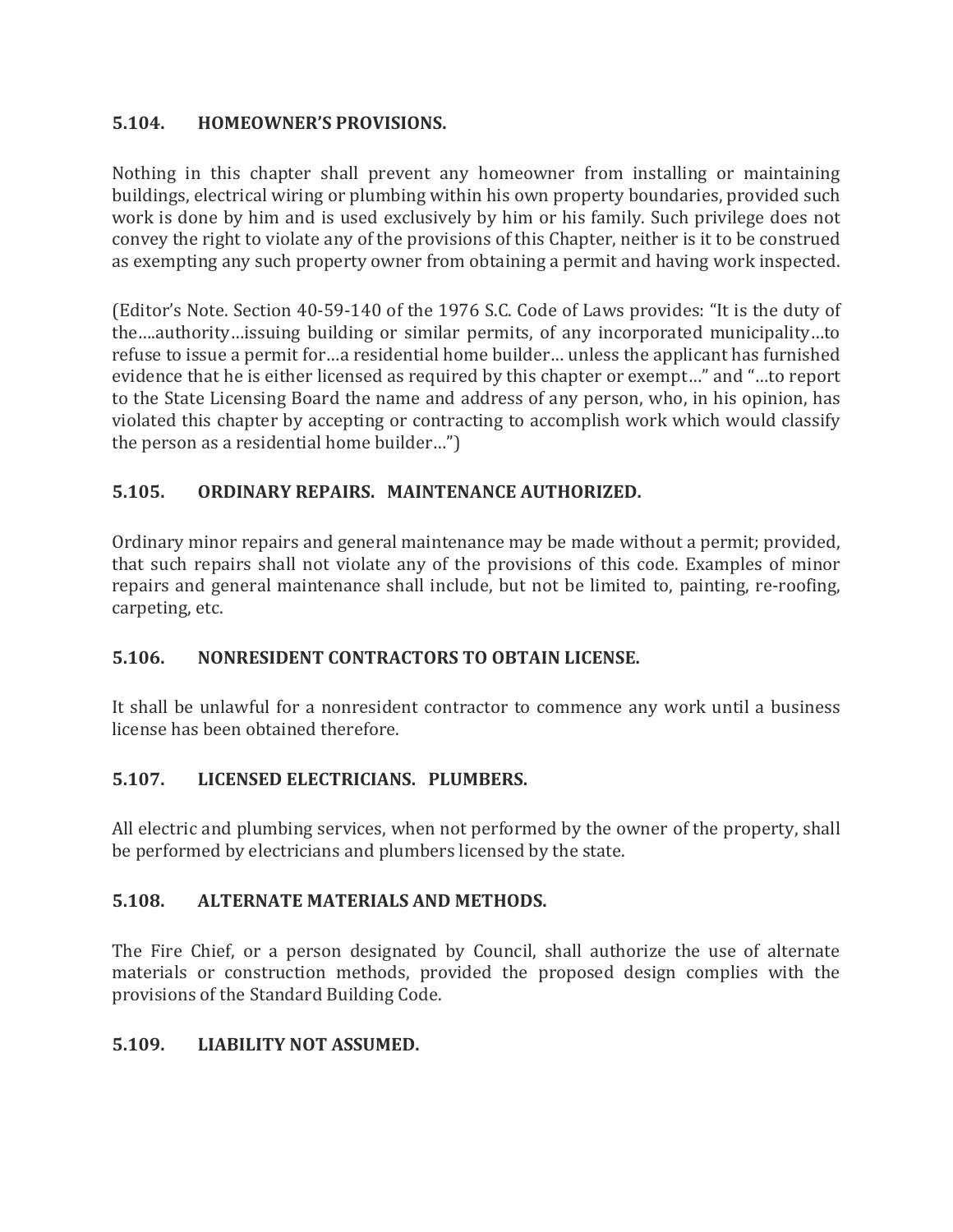### 5.104. HOMEOWNER'S PROVISIONS.

Nothing in this chapter shall prevent any homeowner from installing or maintaining buildings, electrical wiring or plumbing within his own property boundaries, provided such work is done by him and is used exclusively by him or his family. Such privilege does not convey the right to violate any of the provisions of this Chapter, neither is it to be construed as exempting any such property owner from obtaining a permit and having work inspected.

(Editor's Note. Section 40-59-140 of the 1976 S.C. Code of Laws provides: "It is the duty of the….authority…issuing building or similar permits, of any incorporated municipality…to refuse to issue a permit for…a residential home builder… unless the applicant has furnished evidence that he is either licensed as required by this chapter or exempt…" and "…to report to the State Licensing Board the name and address of any person, who, in his opinion, has violated this chapter by accepting or contracting to accomplish work which would classify the person as a residential home builder…")

### 5.105. ORDINARY REPAIRS. MAINTENANCE AUTHORIZED.

Ordinary minor repairs and general maintenance may be made without a permit; provided, that such repairs shall not violate any of the provisions of this code. Examples of minor repairs and general maintenance shall include, but not be limited to, painting, re-roofing, carpeting, etc.

### 5.106. NONRESIDENT CONTRACTORS TO OBTAIN LICENSE.

It shall be unlawful for a nonresident contractor to commence any work until a business license has been obtained therefore.

### 5.107. LICENSED ELECTRICIANS. PLUMBERS.

All electric and plumbing services, when not performed by the owner of the property, shall be performed by electricians and plumbers licensed by the state.

### 5.108. ALTERNATE MATERIALS AND METHODS.

The Fire Chief, or a person designated by Council, shall authorize the use of alternate materials or construction methods, provided the proposed design complies with the provisions of the Standard Building Code.

### 5.109. LIABILITY NOT ASSUMED.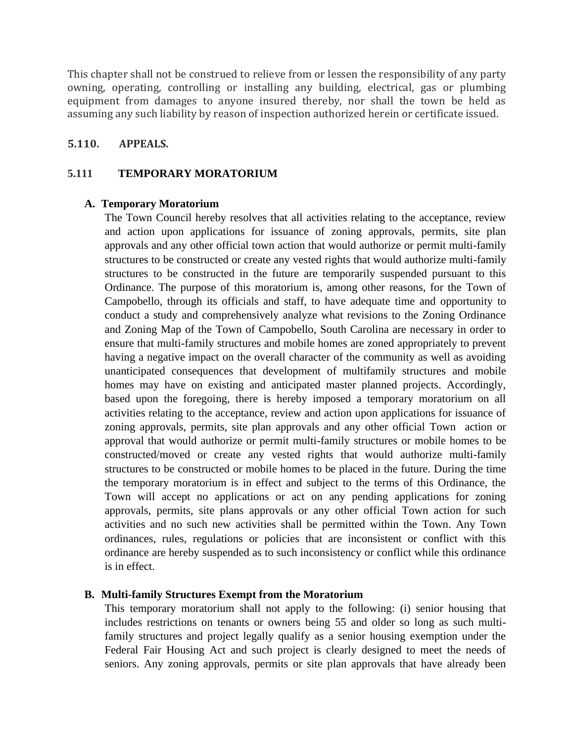This chapter shall not be construed to relieve from or lessen the responsibility of any party owning, operating, controlling or installing any building, electrical, gas or plumbing equipment from damages to anyone insured thereby, nor shall the town be held as assuming any such liability by reason of inspection authorized herein or certificate issued.

## 5.110. APPEALS.

## 5.111 TEMPORARY MORATORIUM

### A. Temporary Moratorium

The Town Council hereby resolves that all activities relating to the acceptance, review and action upon applications for issuance of zoning approvals, permits, site plan approvals and any other official town action that would authorize or permit multi-family structures to be constructed or create any vested rights that would authorize multi-family structures to be constructed in the future are temporarily suspended pursuant to this Ordinance. The purpose of this moratorium is, among other reasons, for the Town of Campobello, through its officials and staff, to have adequate time and opportunity to conduct a study and comprehensively analyze what revisions to the Zoning Ordinance and Zoning Map of the Town of Campobello, South Carolina are necessary in order to ensure that multi-family structures and mobile homes are zoned appropriately to prevent having a negative impact on the overall character of the community as well as avoiding unanticipated consequences that development of multifamily structures and mobile homes may have on existing and anticipated master planned projects. Accordingly, based upon the foregoing, there is hereby imposed a temporary moratorium on all activities relating to the acceptance, review and action upon applications for issuance of zoning approvals, permits, site plan approvals and any other official Town action or approval that would authorize or permit multi-family structures or mobile homes to be constructed/moved or create any vested rights that would authorize multi-family structures to be constructed or mobile homes to be placed in the future. During the time the temporary moratorium is in effect and subject to the terms of this Ordinance, the Town will accept no applications or act on any pending applications for zoning approvals, permits, site plans approvals or any other official Town action for such activities and no such new activities shall be permitted within the Town. Any Town ordinances, rules, regulations or policies that are inconsistent or conflict with this ordinance are hereby suspended as to such inconsistency or conflict while this ordinance is in effect.

### B. Multi-family Structures Exempt from the Moratorium

This temporary moratorium shall not apply to the following: (i) senior housing that includes restrictions on tenants or owners being 55 and older so long as such multi-family structures and project legally qualify as a senior housing exemption under the Federal Fair Housing Act and such project is clearly designed to meet the needs of seniors. Any zoning approvals, permits or site plan approvals that have already been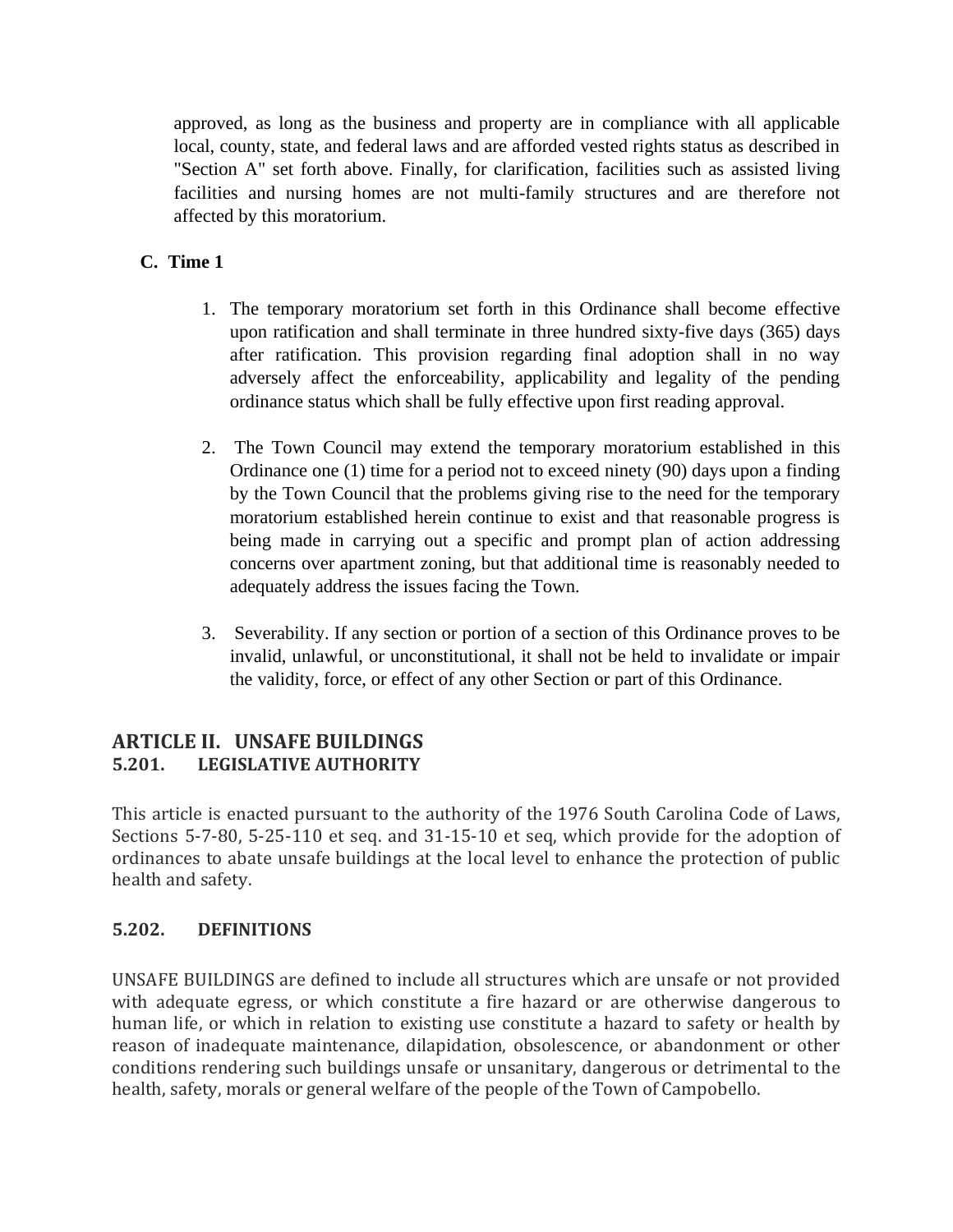approved, as long as the business and property are in compliance with all applicable local, county, state, and federal laws and are afforded vested rights status as described in "Section A" set forth above. Finally, for clarification, facilities such as assisted living facilities and nursing homes are not multi-family structures and are therefore not affected by this moratorium.

**C. Time 1**

1. The temporary moratorium set forth in this Ordinance shall become effective upon ratification and shall terminate in three hundred sixty-five days (365) days after ratification. This provision regarding final adoption shall in no way adversely affect the enforceability, applicability and legality of the pending ordinance status which shall be fully effective upon first reading approval.

2. The Town Council may extend the temporary moratorium established in this Ordinance one (1) time for a period not to exceed ninety (90) days upon a finding by the Town Council that the problems giving rise to the need for the temporary moratorium established herein continue to exist and that reasonable progress is being made in carrying out a specific and prompt plan of action addressing concerns over apartment zoning, but that additional time is reasonably needed to adequately address the issues facing the Town.

3. Severability. If any section or portion of a section of this Ordinance proves to be invalid, unlawful, or unconstitutional, it shall not be held to invalidate or impair the validity, force, or effect of any other Section or part of this Ordinance.

## ARTICLE II. UNSAFE BUILDINGS

### 5.201. LEGISLATIVE AUTHORITY

This article is enacted pursuant to the authority of the 1976 South Carolina Code of Laws, Sections 5-7-80, 5-25-110 et seq. and 31-15-10 et seq, which provide for the adoption of ordinances to abate unsafe buildings at the local level to enhance the protection of public health and safety.

### 5.202. DEFINITIONS

UNSAFE BUILDINGS are defined to include all structures which are unsafe or not provided with adequate egress, or which constitute a fire hazard or are otherwise dangerous to human life, or which in relation to existing use constitute a hazard to safety or health by reason of inadequate maintenance, dilapidation, obsolescence, or abandonment or other conditions rendering such buildings unsafe or unsanitary, dangerous or detrimental to the health, safety, morals or general welfare of the people of the Town of Campobello.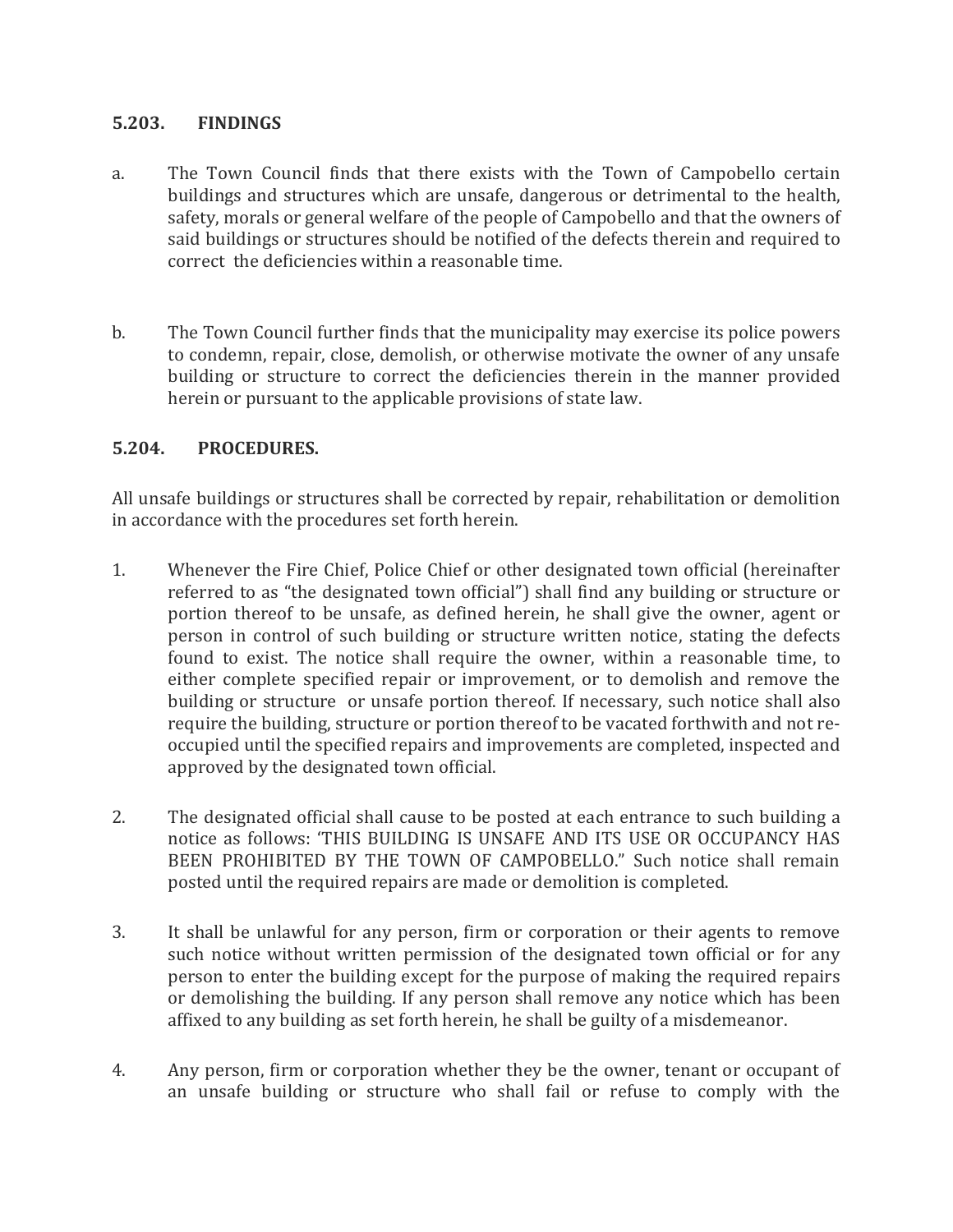## 5.203. FINDINGS

a. The Town Council finds that there exists with the Town of Campobello certain buildings and structures which are unsafe, dangerous or detrimental to the health, safety, morals or general welfare of the people of Campobello and that the owners of said buildings or structures should be notified of the defects therein and required to correct the deficiencies within a reasonable time.

b. The Town Council further finds that the municipality may exercise its police powers to condemn, repair, close, demolish, or otherwise motivate the owner of any unsafe building or structure to correct the deficiencies therein in the manner provided herein or pursuant to the applicable provisions of state law.

## 5.204. PROCEDURES.

All unsafe buildings or structures shall be corrected by repair, rehabilitation or demolition in accordance with the procedures set forth herein.

1. Whenever the Fire Chief, Police Chief or other designated town official (hereinafter referred to as "the designated town official") shall find any building or structure or portion thereof to be unsafe, as defined herein, he shall give the owner, agent or person in control of such building or structure written notice, stating the defects found to exist. The notice shall require the owner, within a reasonable time, to either complete specified repair or improvement, or to demolish and remove the building or structure or unsafe portion thereof. If necessary, such notice shall also require the building, structure or portion thereof to be vacated forthwith and not re-occupied until the specified repairs and improvements are completed, inspected and approved by the designated town official.

2. The designated official shall cause to be posted at each entrance to such building a notice as follows: 'THIS BUILDING IS UNSAFE AND ITS USE OR OCCUPANCY HAS BEEN PROHIBITED BY THE TOWN OF CAMPOBELLO." Such notice shall remain posted until the required repairs are made or demolition is completed.

3. It shall be unlawful for any person, firm or corporation or their agents to remove such notice without written permission of the designated town official or for any person to enter the building except for the purpose of making the required repairs or demolishing the building. If any person shall remove any notice which has been affixed to any building as set forth herein, he shall be guilty of a misdemeanor.

4. Any person, firm or corporation whether they be the owner, tenant or occupant of an unsafe building or structure who shall fail or refuse to comply with the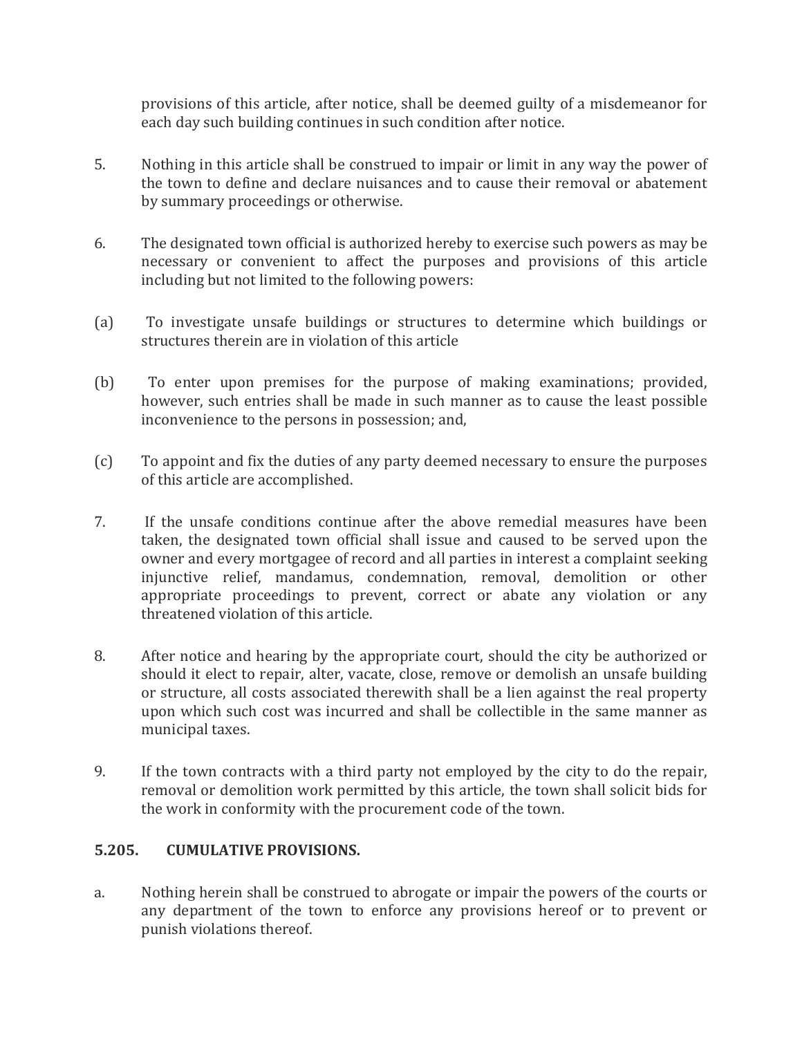provisions of this article, after notice, shall be deemed guilty of a misdemeanor for each day such building continues in such condition after notice.

5. Nothing in this article shall be construed to impair or limit in any way the power of the town to define and declare nuisances and to cause their removal or abatement by summary proceedings or otherwise.

6. The designated town official is authorized hereby to exercise such powers as may be necessary or convenient to affect the purposes and provisions of this article including but not limited to the following powers:

(a) To investigate unsafe buildings or structures to determine which buildings or structures therein are in violation of this article

(b) To enter upon premises for the purpose of making examinations; provided, however, such entries shall be made in such manner as to cause the least possible inconvenience to the persons in possession; and,

(c) To appoint and fix the duties of any party deemed necessary to ensure the purposes of this article are accomplished.

7. If the unsafe conditions continue after the above remedial measures have been taken, the designated town official shall issue and caused to be served upon the owner and every mortgagee of record and all parties in interest a complaint seeking injunctive relief, mandamus, condemnation, removal, demolition or other appropriate proceedings to prevent, correct or abate any violation or any threatened violation of this article.

8. After notice and hearing by the appropriate court, should the city be authorized or should it elect to repair, alter, vacate, close, remove or demolish an unsafe building or structure, all costs associated therewith shall be a lien against the real property upon which such cost was incurred and shall be collectible in the same manner as municipal taxes.

9. If the town contracts with a third party not employed by the city to do the repair, removal or demolition work permitted by this article, the town shall solicit bids for the work in conformity with the procurement code of the town.

## 5.205. CUMULATIVE PROVISIONS.

a. Nothing herein shall be construed to abrogate or impair the powers of the courts or any department of the town to enforce any provisions hereof or to prevent or punish violations thereof.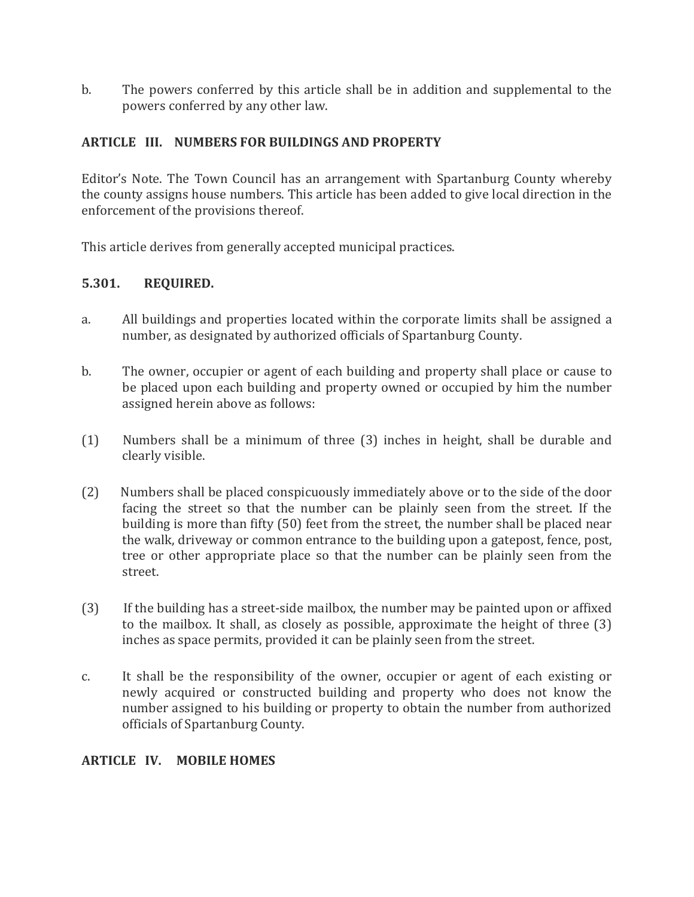b. The powers conferred by this article shall be in addition and supplemental to the powers conferred by any other law.

## ARTICLE III. NUMBERS FOR BUILDINGS AND PROPERTY

Editor's Note. The Town Council has an arrangement with Spartanburg County whereby the county assigns house numbers. This article has been added to give local direction in the enforcement of the provisions thereof.

This article derives from generally accepted municipal practices.

### 5.301. REQUIRED.

a. All buildings and properties located within the corporate limits shall be assigned a number, as designated by authorized officials of Spartanburg County.

b. The owner, occupier or agent of each building and property shall place or cause to be placed upon each building and property owned or occupied by him the number assigned herein above as follows:

(1) Numbers shall be a minimum of three (3) inches in height, shall be durable and clearly visible.

(2) Numbers shall be placed conspicuously immediately above or to the side of the door facing the street so that the number can be plainly seen from the street. If the building is more than fifty (50) feet from the street, the number shall be placed near the walk, driveway or common entrance to the building upon a gatepost, fence, post, tree or other appropriate place so that the number can be plainly seen from the street.

(3) If the building has a street-side mailbox, the number may be painted upon or affixed to the mailbox. It shall, as closely as possible, approximate the height of three (3) inches as space permits, provided it can be plainly seen from the street.

c. It shall be the responsibility of the owner, occupier or agent of each existing or newly acquired or constructed building and property who does not know the number assigned to his building or property to obtain the number from authorized officials of Spartanburg County.

## ARTICLE IV. MOBILE HOMES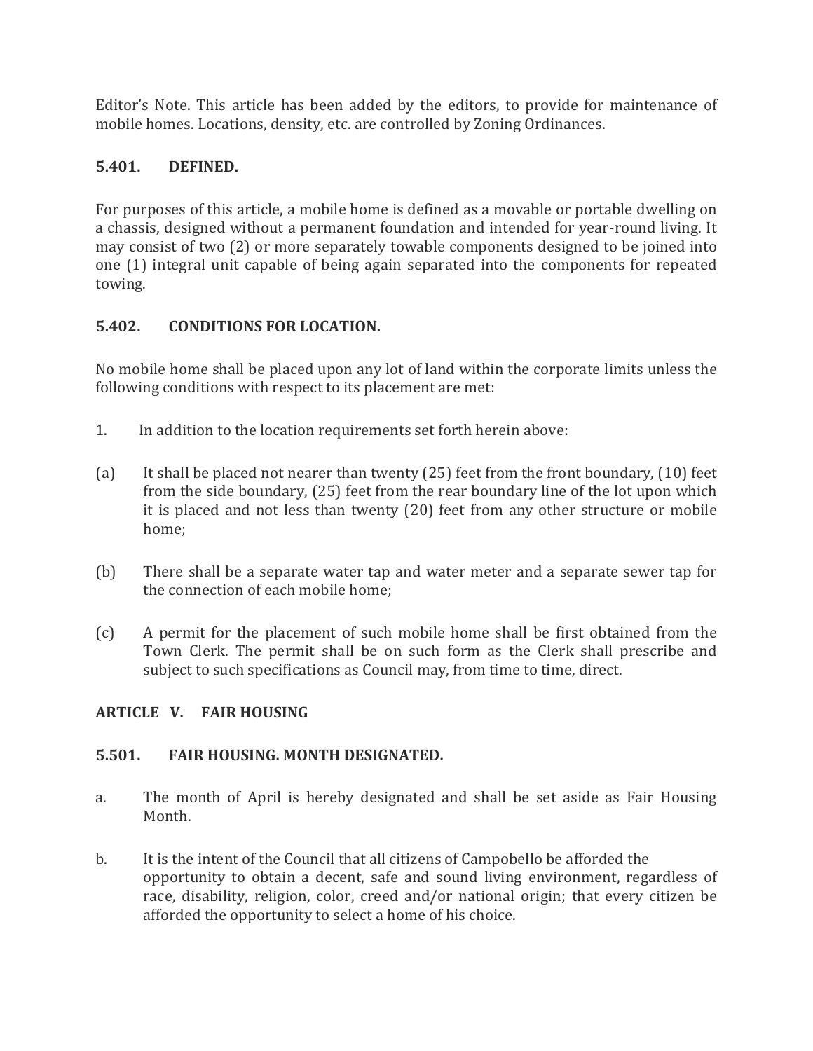Editor's Note. This article has been added by the editors, to provide for maintenance of mobile homes. Locations, density, etc. are controlled by Zoning Ordinances.

### 5.401. DEFINED.

For purposes of this article, a mobile home is defined as a movable or portable dwelling on a chassis, designed without a permanent foundation and intended for year-round living. It may consist of two (2) or more separately towable components designed to be joined into one (1) integral unit capable of being again separated into the components for repeated towing.

### 5.402. CONDITIONS FOR LOCATION.

No mobile home shall be placed upon any lot of land within the corporate limits unless the following conditions with respect to its placement are met:

1. In addition to the location requirements set forth herein above:

(a) It shall be placed not nearer than twenty (25) feet from the front boundary, (10) feet from the side boundary, (25) feet from the rear boundary line of the lot upon which it is placed and not less than twenty (20) feet from any other structure or mobile home;

(b) There shall be a separate water tap and water meter and a separate sewer tap for the connection of each mobile home;

(c) A permit for the placement of such mobile home shall be first obtained from the Town Clerk. The permit shall be on such form as the Clerk shall prescribe and subject to such specifications as Council may, from time to time, direct.

## ARTICLE V. FAIR HOUSING

### 5.501. FAIR HOUSING. MONTH DESIGNATED.

a. The month of April is hereby designated and shall be set aside as Fair Housing Month.

b. It is the intent of the Council that all citizens of Campobello be afforded the opportunity to obtain a decent, safe and sound living environment, regardless of race, disability, religion, color, creed and/or national origin; that every citizen be afforded the opportunity to select a home of his choice.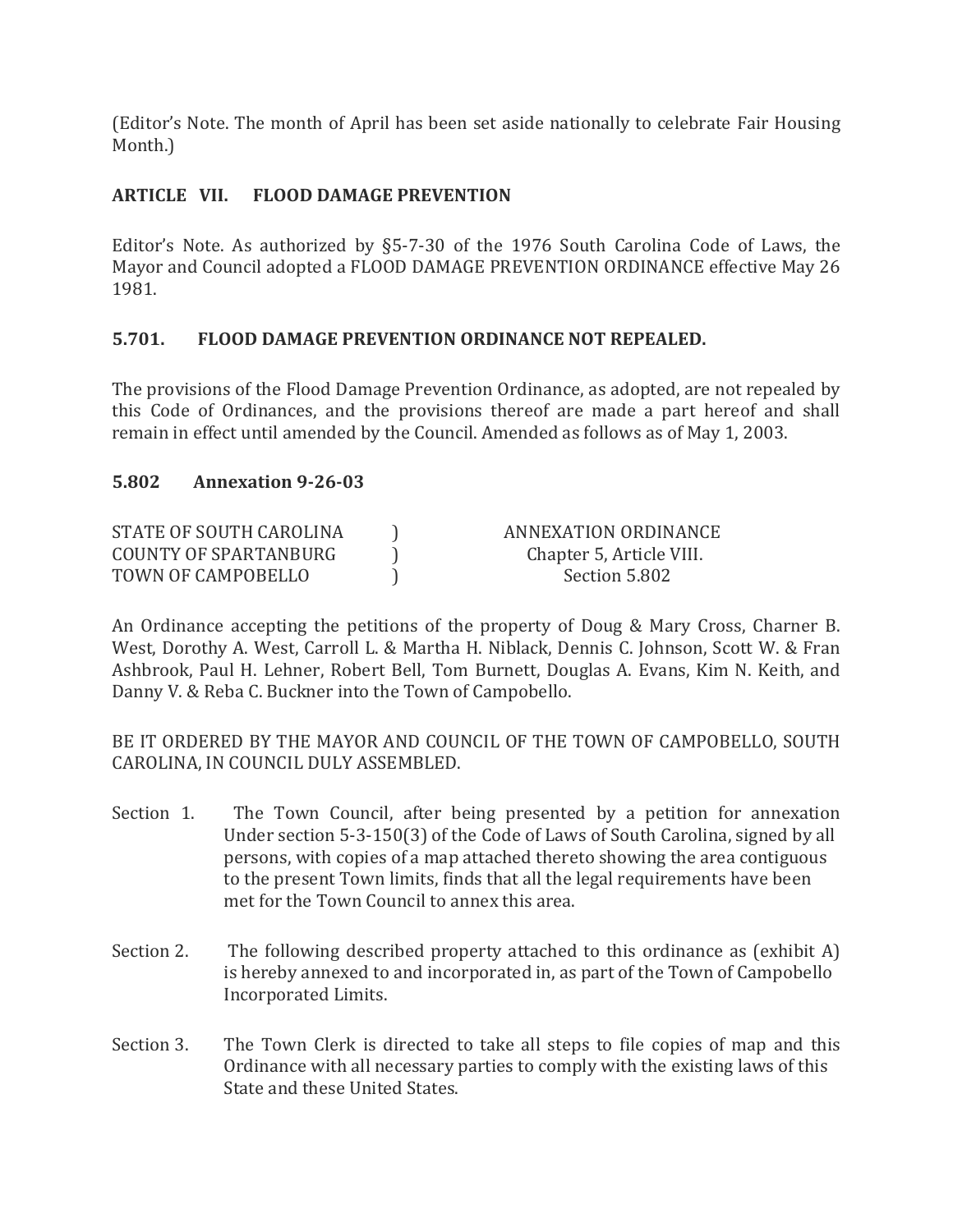(Editor's Note. The month of April has been set aside nationally to celebrate Fair Housing Month.)

## ARTICLE VII. FLOOD DAMAGE PREVENTION

Editor's Note. As authorized by §5-7-30 of the 1976 South Carolina Code of Laws, the Mayor and Council adopted a FLOOD DAMAGE PREVENTION ORDINANCE effective May 26 1981.

### 5.701. FLOOD DAMAGE PREVENTION ORDINANCE NOT REPEALED.

The provisions of the Flood Damage Prevention Ordinance, as adopted, are not repealed by this Code of Ordinances, and the provisions thereof are made a part hereof and shall remain in effect until amended by the Council. Amended as follows as of May 1, 2003.

### 5.802 Annexation 9-26-03

| | | |
|---|---|---|
| STATE OF SOUTH CAROLINA | ) | ANNEXATION ORDINANCE |
| COUNTY OF SPARTANBURG | ) | Chapter 5, Article VIII. |
| TOWN OF CAMPOBELLO | ) | Section 5.802 |

An Ordinance accepting the petitions of the property of Doug & Mary Cross, Charner B. West, Dorothy A. West, Carroll L. & Martha H. Niblack, Dennis C. Johnson, Scott W. & Fran Ashbrook, Paul H. Lehner, Robert Bell, Tom Burnett, Douglas A. Evans, Kim N. Keith, and Danny V. & Reba C. Buckner into the Town of Campobello.

BE IT ORDERED BY THE MAYOR AND COUNCIL OF THE TOWN OF CAMPOBELLO, SOUTH CAROLINA, IN COUNCIL DULY ASSEMBLED.

Section 1. The Town Council, after being presented by a petition for annexation Under section 5-3-150(3) of the Code of Laws of South Carolina, signed by all persons, with copies of a map attached thereto showing the area contiguous to the present Town limits, finds that all the legal requirements have been met for the Town Council to annex this area.

Section 2. The following described property attached to this ordinance as (exhibit A) is hereby annexed to and incorporated in, as part of the Town of Campobello Incorporated Limits.

Section 3. The Town Clerk is directed to take all steps to file copies of map and this Ordinance with all necessary parties to comply with the existing laws of this State and these United States.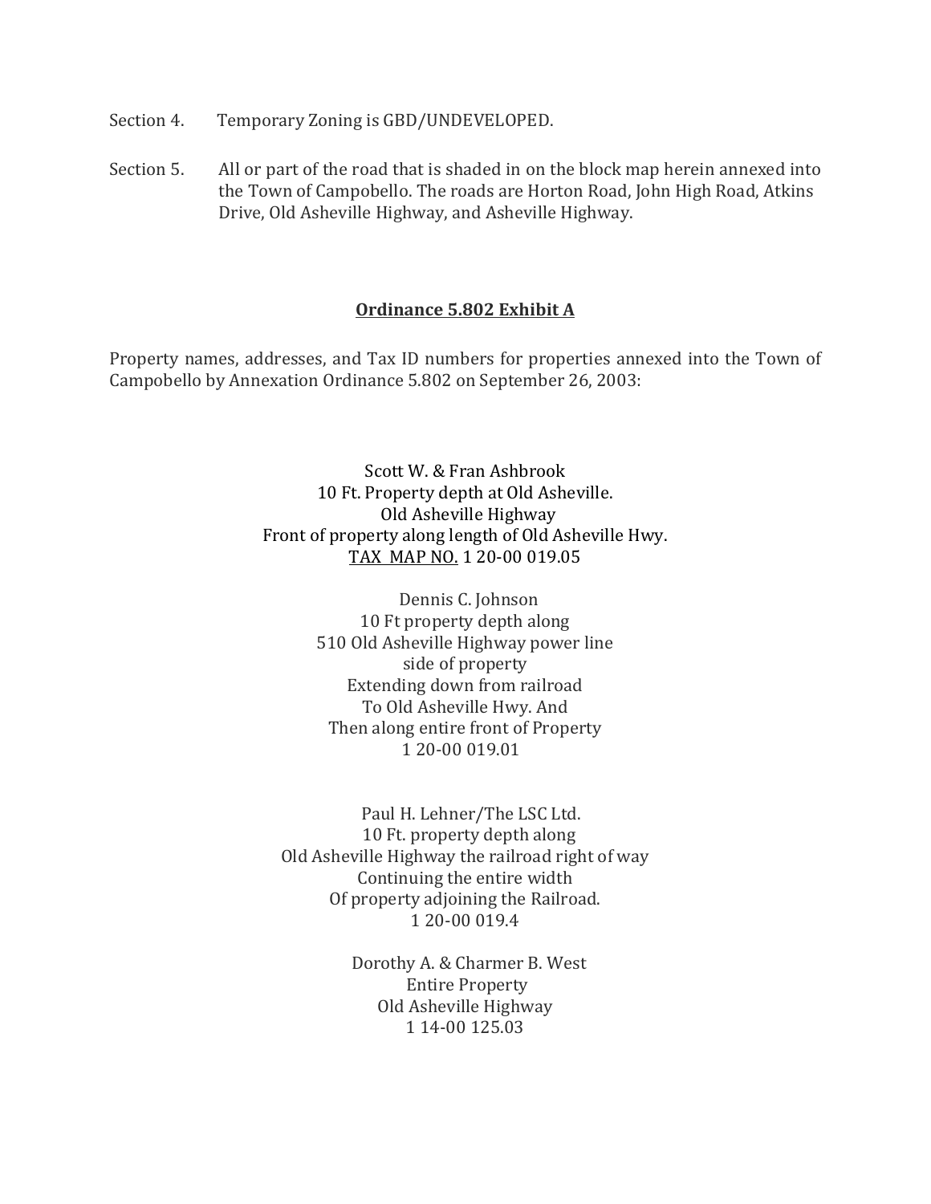Section 4. Temporary Zoning is GBD/UNDEVELOPED.

Section 5. All or part of the road that is shaded in on the block map herein annexed into the Town of Campobello. The roads are Horton Road, John High Road, Atkins Drive, Old Asheville Highway, and Asheville Highway.

**<u>Ordinance 5.802 Exhibit A</u>**

Property names, addresses, and Tax ID numbers for properties annexed into the Town of Campobello by Annexation Ordinance 5.802 on September 26, 2003:

Scott W. & Fran Ashbrook  
10 Ft. Property depth at Old Asheville.  
Old Asheville Highway  
Front of property along length of Old Asheville Hwy.  
<u>TAX MAP NO.</u> 1 20-00 019.05

Dennis C. Johnson  
10 Ft property depth along  
510 Old Asheville Highway power line  
side of property  
Extending down from railroad  
To Old Asheville Hwy. And  
Then along entire front of Property  
1 20-00 019.01

Paul H. Lehner/The LSC Ltd.  
10 Ft. property depth along  
Old Asheville Highway the railroad right of way  
Continuing the entire width  
Of property adjoining the Railroad.  
1 20-00 019.4

Dorothy A. & Charmer B. West  
Entire Property  
Old Asheville Highway  
1 14-00 125.03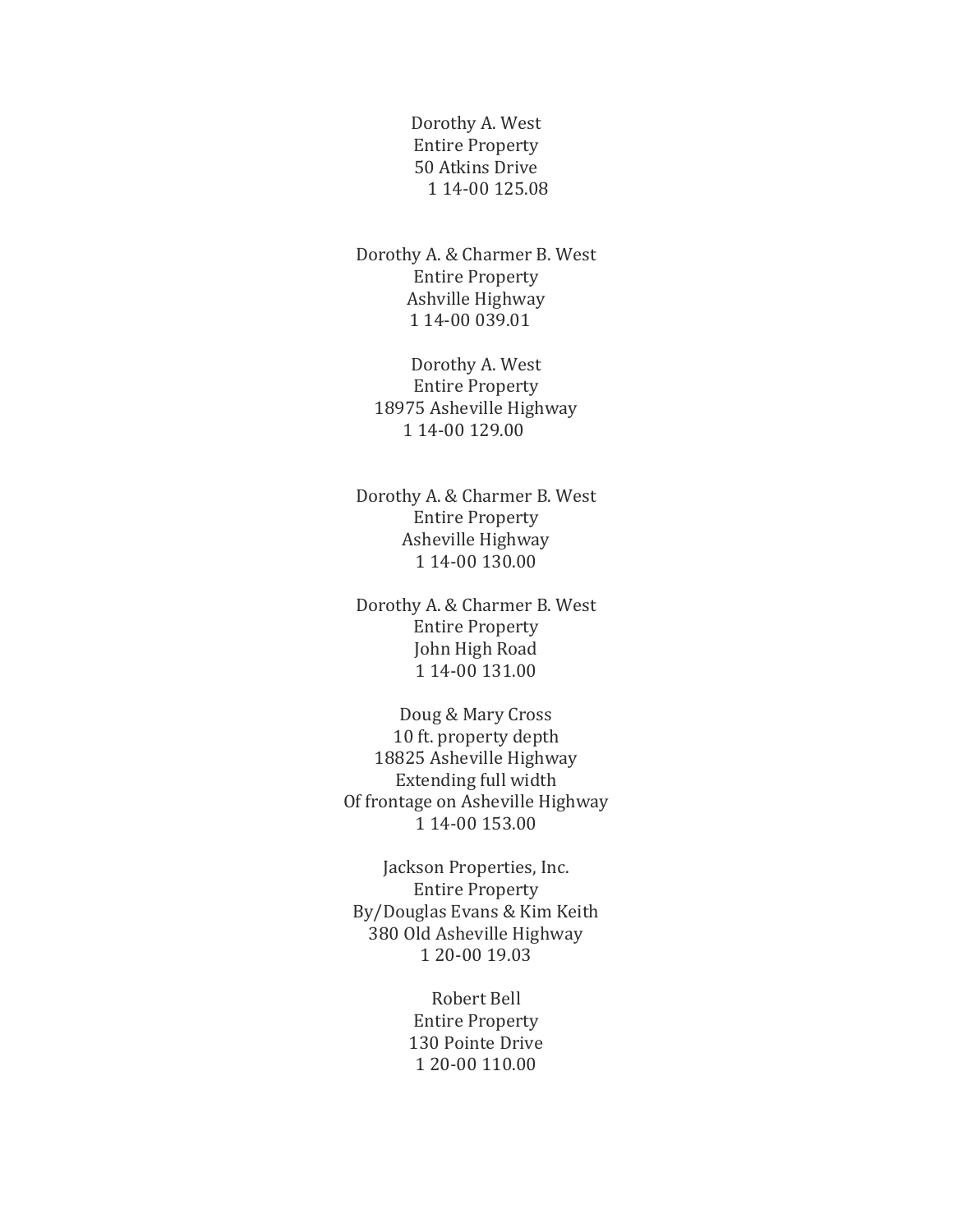Dorothy A. West
Entire Property
50 Atkins Drive
1 14-00 125.08

Dorothy A. & Charmer B. West
Entire Property
Ashville Highway
1 14-00 039.01

Dorothy A. West
Entire Property
18975 Asheville Highway
1 14-00 129.00

Dorothy A. & Charmer B. West
Entire Property
Asheville Highway
1 14-00 130.00

Dorothy A. & Charmer B. West
Entire Property
John High Road
1 14-00 131.00

Doug & Mary Cross
10 ft. property depth
18825 Asheville Highway
Extending full width
Of frontage on Asheville Highway
1 14-00 153.00

Jackson Properties, Inc.
Entire Property
By/Douglas Evans & Kim Keith
380 Old Asheville Highway
1 20-00 19.03

Robert Bell
Entire Property
130 Pointe Drive
1 20-00 110.00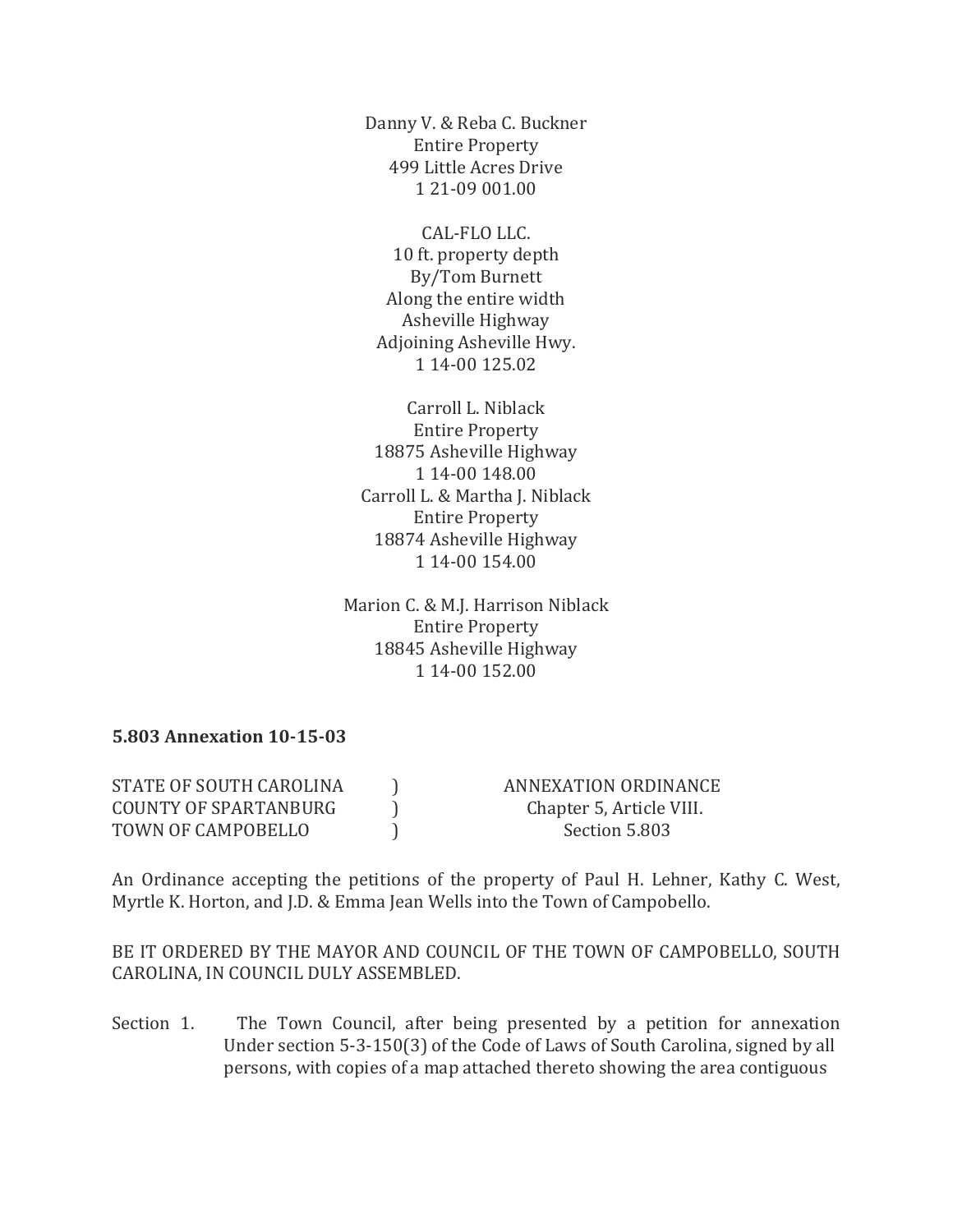Danny V. & Reba C. Buckner
Entire Property
499 Little Acres Drive
1 21-09 001.00

CAL-FLO LLC.
10 ft. property depth
By/Tom Burnett
Along the entire width
Asheville Highway
Adjoining Asheville Hwy.
1 14-00 125.02

Carroll L. Niblack
Entire Property
18875 Asheville Highway
1 14-00 148.00
Carroll L. & Martha J. Niblack
Entire Property
18874 Asheville Highway
1 14-00 154.00

Marion C. & M.J. Harrison Niblack
Entire Property
18845 Asheville Highway
1 14-00 152.00

**5.803 Annexation 10-15-03**

| | | |
|---|---|---|
| STATE OF SOUTH CAROLINA | ) | ANNEXATION ORDINANCE |
| COUNTY OF SPARTANBURG | ) | Chapter 5, Article VIII. |
| TOWN OF CAMPOBELLO | ) | Section 5.803 |

An Ordinance accepting the petitions of the property of Paul H. Lehner, Kathy C. West, Myrtle K. Horton, and J.D. & Emma Jean Wells into the Town of Campobello.

BE IT ORDERED BY THE MAYOR AND COUNCIL OF THE TOWN OF CAMPOBELLO, SOUTH CAROLINA, IN COUNCIL DULY ASSEMBLED.

Section 1. The Town Council, after being presented by a petition for annexation Under section 5-3-150(3) of the Code of Laws of South Carolina, signed by all persons, with copies of a map attached thereto showing the area contiguous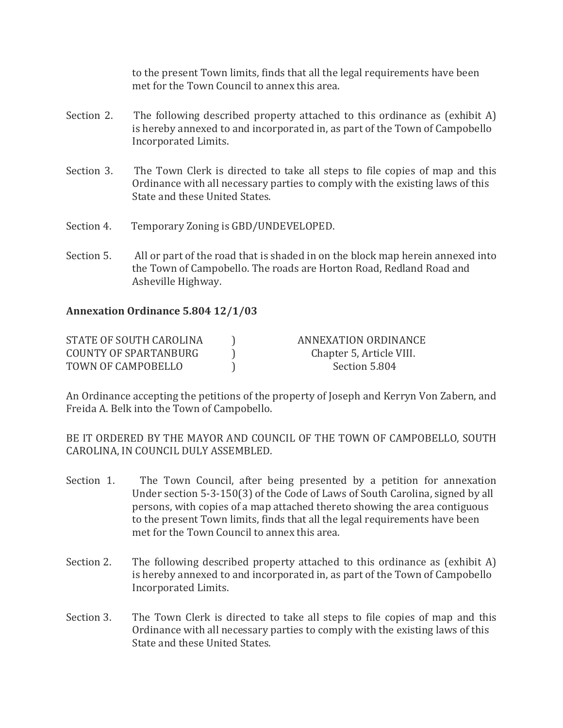to the present Town limits, finds that all the legal requirements have been met for the Town Council to annex this area.

Section 2. The following described property attached to this ordinance as (exhibit A) is hereby annexed to and incorporated in, as part of the Town of Campobello Incorporated Limits.

Section 3. The Town Clerk is directed to take all steps to file copies of map and this Ordinance with all necessary parties to comply with the existing laws of this State and these United States.

Section 4. Temporary Zoning is GBD/UNDEVELOPED.

Section 5. All or part of the road that is shaded in on the block map herein annexed into the Town of Campobello. The roads are Horton Road, Redland Road and Asheville Highway.

**Annexation Ordinance 5.804 12/1/03**

STATE OF SOUTH CAROLINA ) ANNEXATION ORDINANCE
COUNTY OF SPARTANBURG ) Chapter 5, Article VIII.
TOWN OF CAMPOBELLO ) Section 5.804

An Ordinance accepting the petitions of the property of Joseph and Kerryn Von Zabern, and Freida A. Belk into the Town of Campobello.

BE IT ORDERED BY THE MAYOR AND COUNCIL OF THE TOWN OF CAMPOBELLO, SOUTH CAROLINA, IN COUNCIL DULY ASSEMBLED.

Section 1. The Town Council, after being presented by a petition for annexation Under section 5-3-150(3) of the Code of Laws of South Carolina, signed by all persons, with copies of a map attached thereto showing the area contiguous to the present Town limits, finds that all the legal requirements have been met for the Town Council to annex this area.

Section 2. The following described property attached to this ordinance as (exhibit A) is hereby annexed to and incorporated in, as part of the Town of Campobello Incorporated Limits.

Section 3. The Town Clerk is directed to take all steps to file copies of map and this Ordinance with all necessary parties to comply with the existing laws of this State and these United States.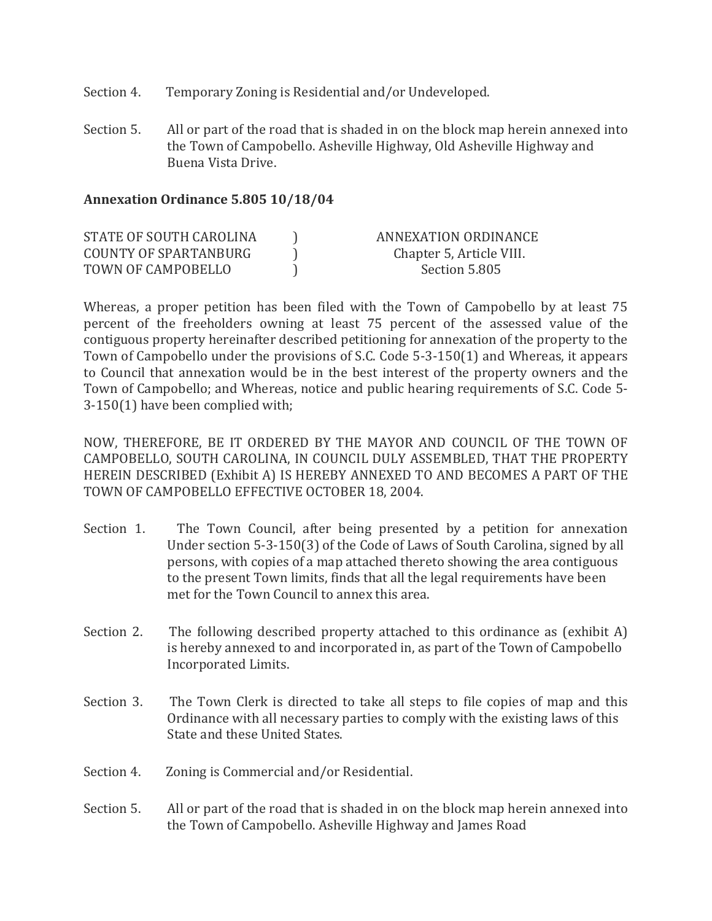Section 4. Temporary Zoning is Residential and/or Undeveloped.

Section 5. All or part of the road that is shaded in on the block map herein annexed into the Town of Campobello. Asheville Highway, Old Asheville Highway and Buena Vista Drive.

**Annexation Ordinance 5.805 10/18/04**

| | | |
|---|---|---|
| STATE OF SOUTH CAROLINA | ) | ANNEXATION ORDINANCE |
| COUNTY OF SPARTANBURG | ) | Chapter 5, Article VIII. |
| TOWN OF CAMPOBELLO | ) | Section 5.805 |

Whereas, a proper petition has been filed with the Town of Campobello by at least 75 percent of the freeholders owning at least 75 percent of the assessed value of the contiguous property hereinafter described petitioning for annexation of the property to the Town of Campobello under the provisions of S.C. Code 5-3-150(1) and Whereas, it appears to Council that annexation would be in the best interest of the property owners and the Town of Campobello; and Whereas, notice and public hearing requirements of S.C. Code 5-3-150(1) have been complied with;

NOW, THEREFORE, BE IT ORDERED BY THE MAYOR AND COUNCIL OF THE TOWN OF CAMPOBELLO, SOUTH CAROLINA, IN COUNCIL DULY ASSEMBLED, THAT THE PROPERTY HEREIN DESCRIBED (Exhibit A) IS HEREBY ANNEXED TO AND BECOMES A PART OF THE TOWN OF CAMPOBELLO EFFECTIVE OCTOBER 18, 2004.

Section 1. The Town Council, after being presented by a petition for annexation Under section 5-3-150(3) of the Code of Laws of South Carolina, signed by all persons, with copies of a map attached thereto showing the area contiguous to the present Town limits, finds that all the legal requirements have been met for the Town Council to annex this area.

Section 2. The following described property attached to this ordinance as (exhibit A) is hereby annexed to and incorporated in, as part of the Town of Campobello Incorporated Limits.

Section 3. The Town Clerk is directed to take all steps to file copies of map and this Ordinance with all necessary parties to comply with the existing laws of this State and these United States.

Section 4. Zoning is Commercial and/or Residential.

Section 5. All or part of the road that is shaded in on the block map herein annexed into the Town of Campobello. Asheville Highway and James Road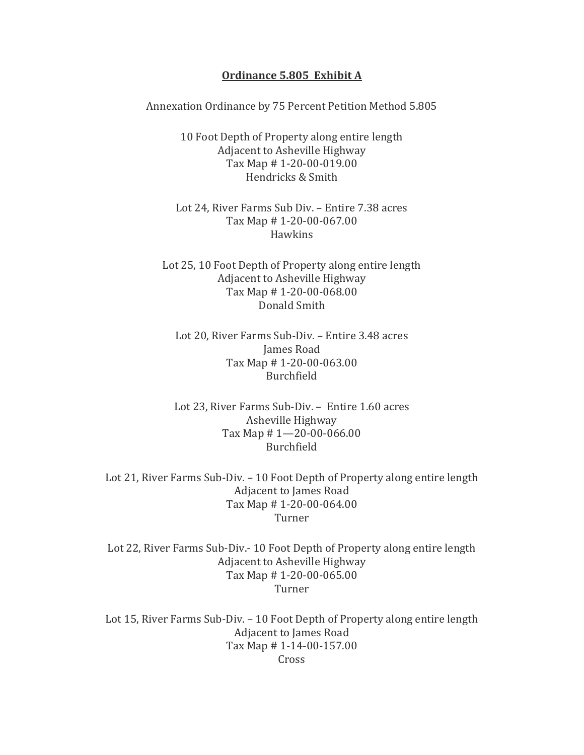**Ordinance 5.805 Exhibit A**

Annexation Ordinance by 75 Percent Petition Method 5.805

10 Foot Depth of Property along entire length
Adjacent to Asheville Highway
Tax Map # 1-20-00-019.00
Hendricks & Smith

Lot 24, River Farms Sub Div. – Entire 7.38 acres
Tax Map # 1-20-00-067.00
Hawkins

Lot 25, 10 Foot Depth of Property along entire length
Adjacent to Asheville Highway
Tax Map # 1-20-00-068.00
Donald Smith

Lot 20, River Farms Sub-Div. – Entire 3.48 acres
James Road
Tax Map # 1-20-00-063.00
Burchfield

Lot 23, River Farms Sub-Div. – Entire 1.60 acres
Asheville Highway
Tax Map # 1—20-00-066.00
Burchfield

Lot 21, River Farms Sub-Div. – 10 Foot Depth of Property along entire length
Adjacent to James Road
Tax Map # 1-20-00-064.00
Turner

Lot 22, River Farms Sub-Div.- 10 Foot Depth of Property along entire length
Adjacent to Asheville Highway
Tax Map # 1-20-00-065.00
Turner

Lot 15, River Farms Sub-Div. – 10 Foot Depth of Property along entire length
Adjacent to James Road
Tax Map # 1-14-00-157.00
Cross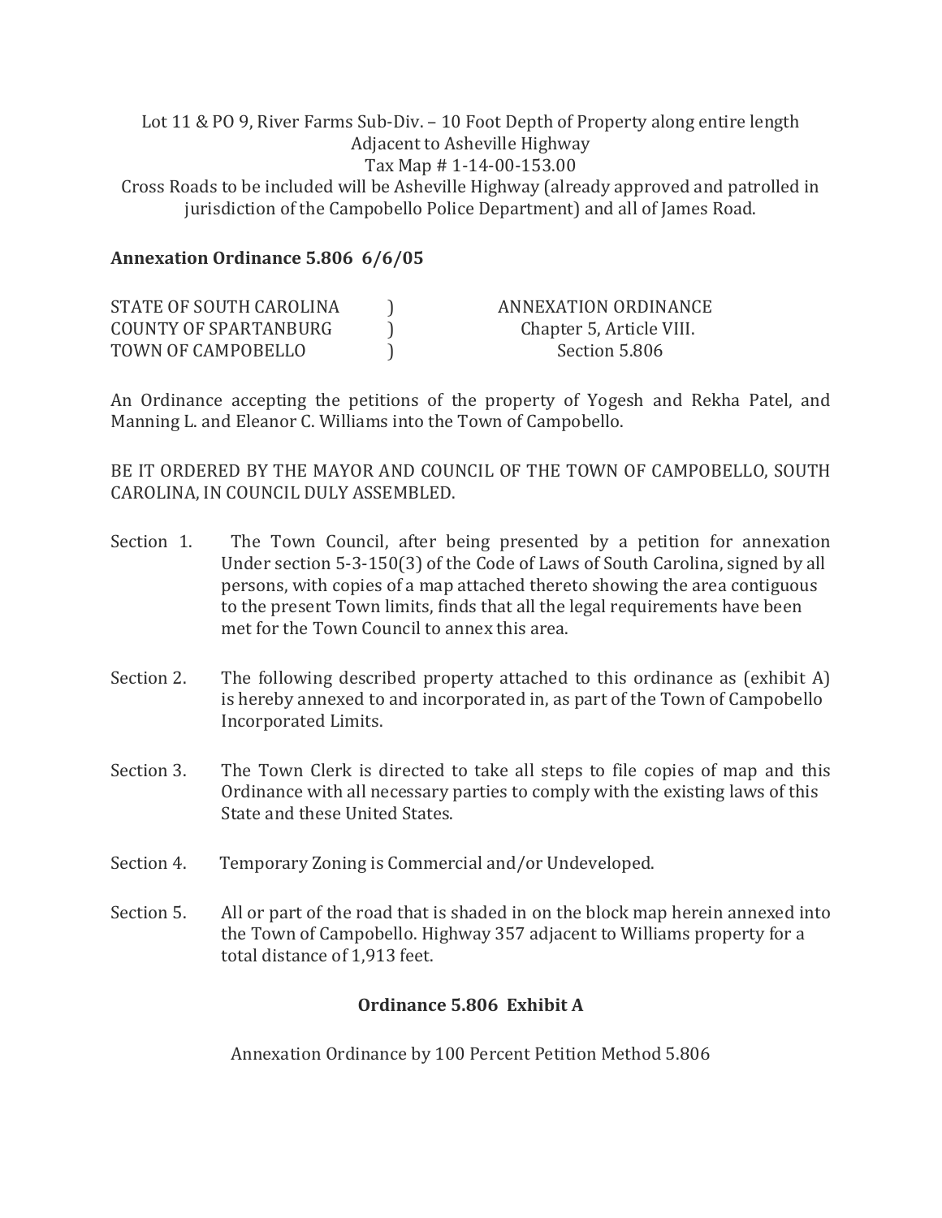Lot 11 & PO 9, River Farms Sub-Div. – 10 Foot Depth of Property along entire length Adjacent to Asheville Highway
Tax Map # 1-14-00-153.00
Cross Roads to be included will be Asheville Highway (already approved and patrolled in jurisdiction of the Campobello Police Department) and all of James Road.

**Annexation Ordinance 5.806 6/6/05**

| | | |
|---|---|---|
| STATE OF SOUTH CAROLINA | ) | ANNEXATION ORDINANCE |
| COUNTY OF SPARTANBURG | ) | Chapter 5, Article VIII. |
| TOWN OF CAMPOBELLO | ) | Section 5.806 |

An Ordinance accepting the petitions of the property of Yogesh and Rekha Patel, and Manning L. and Eleanor C. Williams into the Town of Campobello.

BE IT ORDERED BY THE MAYOR AND COUNCIL OF THE TOWN OF CAMPOBELLO, SOUTH CAROLINA, IN COUNCIL DULY ASSEMBLED.

Section 1. The Town Council, after being presented by a petition for annexation Under section 5-3-150(3) of the Code of Laws of South Carolina, signed by all persons, with copies of a map attached thereto showing the area contiguous to the present Town limits, finds that all the legal requirements have been met for the Town Council to annex this area.

Section 2. The following described property attached to this ordinance as (exhibit A) is hereby annexed to and incorporated in, as part of the Town of Campobello Incorporated Limits.

Section 3. The Town Clerk is directed to take all steps to file copies of map and this Ordinance with all necessary parties to comply with the existing laws of this State and these United States.

Section 4. Temporary Zoning is Commercial and/or Undeveloped.

Section 5. All or part of the road that is shaded in on the block map herein annexed into the Town of Campobello. Highway 357 adjacent to Williams property for a total distance of 1,913 feet.

**Ordinance 5.806 Exhibit A**

Annexation Ordinance by 100 Percent Petition Method 5.806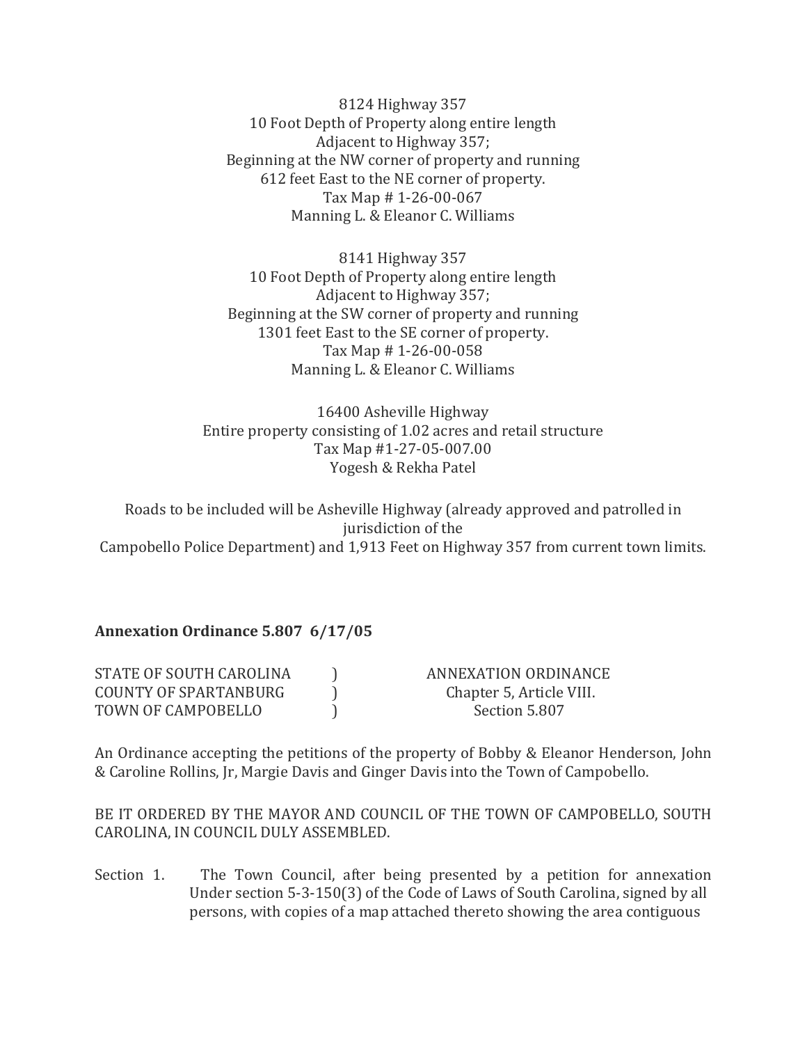8124 Highway 357
10 Foot Depth of Property along entire length
Adjacent to Highway 357;
Beginning at the NW corner of property and running
612 feet East to the NE corner of property.
Tax Map # 1-26-00-067
Manning L. & Eleanor C. Williams

8141 Highway 357
10 Foot Depth of Property along entire length
Adjacent to Highway 357;
Beginning at the SW corner of property and running
1301 feet East to the SE corner of property.
Tax Map # 1-26-00-058
Manning L. & Eleanor C. Williams

16400 Asheville Highway
Entire property consisting of 1.02 acres and retail structure
Tax Map #1-27-05-007.00
Yogesh & Rekha Patel

Roads to be included will be Asheville Highway (already approved and patrolled in jurisdiction of the
Campobello Police Department) and 1,913 Feet on Highway 357 from current town limits.

**Annexation Ordinance 5.807 6/17/05**

| | | |
|---|---|---|
| STATE OF SOUTH CAROLINA | ) | ANNEXATION ORDINANCE |
| COUNTY OF SPARTANBURG | ) | Chapter 5, Article VIII. |
| TOWN OF CAMPOBELLO | ) | Section 5.807 |

An Ordinance accepting the petitions of the property of Bobby & Eleanor Henderson, John & Caroline Rollins, Jr, Margie Davis and Ginger Davis into the Town of Campobello.

BE IT ORDERED BY THE MAYOR AND COUNCIL OF THE TOWN OF CAMPOBELLO, SOUTH CAROLINA, IN COUNCIL DULY ASSEMBLED.

Section 1. The Town Council, after being presented by a petition for annexation Under section 5-3-150(3) of the Code of Laws of South Carolina, signed by all persons, with copies of a map attached thereto showing the area contiguous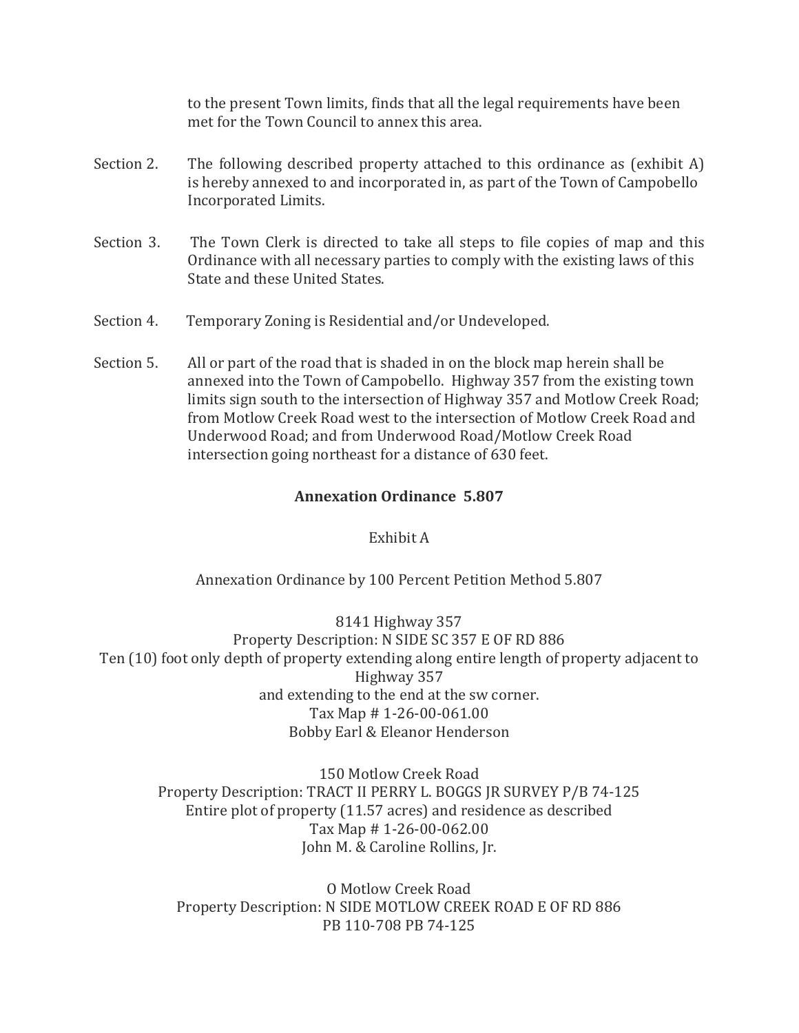to the present Town limits, finds that all the legal requirements have been met for the Town Council to annex this area.

Section 2. The following described property attached to this ordinance as (exhibit A) is hereby annexed to and incorporated in, as part of the Town of Campobello Incorporated Limits.

Section 3. The Town Clerk is directed to take all steps to file copies of map and this Ordinance with all necessary parties to comply with the existing laws of this State and these United States.

Section 4. Temporary Zoning is Residential and/or Undeveloped.

Section 5. All or part of the road that is shaded in on the block map herein shall be annexed into the Town of Campobello. Highway 357 from the existing town limits sign south to the intersection of Highway 357 and Motlow Creek Road; from Motlow Creek Road west to the intersection of Motlow Creek Road and Underwood Road; and from Underwood Road/Motlow Creek Road intersection going northeast for a distance of 630 feet.

**Annexation Ordinance 5.807**

Exhibit A

Annexation Ordinance by 100 Percent Petition Method 5.807

8141 Highway 357
Property Description: N SIDE SC 357 E OF RD 886
Ten (10) foot only depth of property extending along entire length of property adjacent to Highway 357
and extending to the end at the sw corner.
Tax Map # 1-26-00-061.00
Bobby Earl & Eleanor Henderson

150 Motlow Creek Road
Property Description: TRACT II PERRY L. BOGGS JR SURVEY P/B 74-125
Entire plot of property (11.57 acres) and residence as described
Tax Map # 1-26-00-062.00
John M. & Caroline Rollins, Jr.

0 Motlow Creek Road
Property Description: N SIDE MOTLOW CREEK ROAD E OF RD 886
PB 110-708 PB 74-125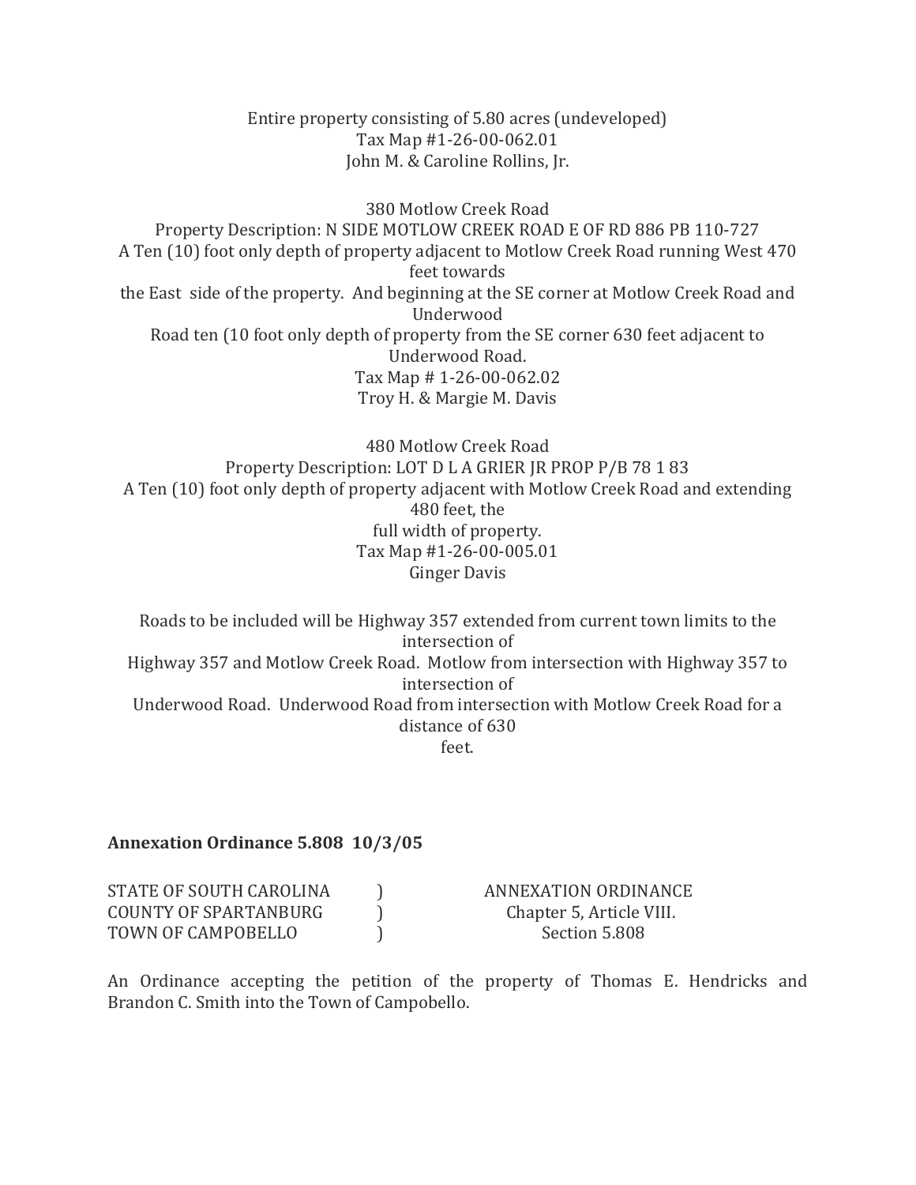Entire property consisting of 5.80 acres (undeveloped)
Tax Map #1-26-00-062.01
John M. & Caroline Rollins, Jr.

380 Motlow Creek Road
Property Description: N SIDE MOTLOW CREEK ROAD E OF RD 886 PB 110-727
A Ten (10) foot only depth of property adjacent to Motlow Creek Road running West 470 feet towards
the East side of the property. And beginning at the SE corner at Motlow Creek Road and Underwood
Road ten (10 foot only depth of property from the SE corner 630 feet adjacent to Underwood Road.
Tax Map # 1-26-00-062.02
Troy H. & Margie M. Davis

480 Motlow Creek Road
Property Description: LOT D L A GRIER JR PROP P/B 78 1 83
A Ten (10) foot only depth of property adjacent with Motlow Creek Road and extending 480 feet, the
full width of property.
Tax Map #1-26-00-005.01
Ginger Davis

Roads to be included will be Highway 357 extended from current town limits to the intersection of
Highway 357 and Motlow Creek Road. Motlow from intersection with Highway 357 to intersection of
Underwood Road. Underwood Road from intersection with Motlow Creek Road for a distance of 630
feet.

**Annexation Ordinance 5.808 10/3/05**

| | | |
|---|---|---|
| STATE OF SOUTH CAROLINA | ) | ANNEXATION ORDINANCE |
| COUNTY OF SPARTANBURG | ) | Chapter 5, Article VIII. |
| TOWN OF CAMPOBELLO | ) | Section 5.808 |

An Ordinance accepting the petition of the property of Thomas E. Hendricks and Brandon C. Smith into the Town of Campobello.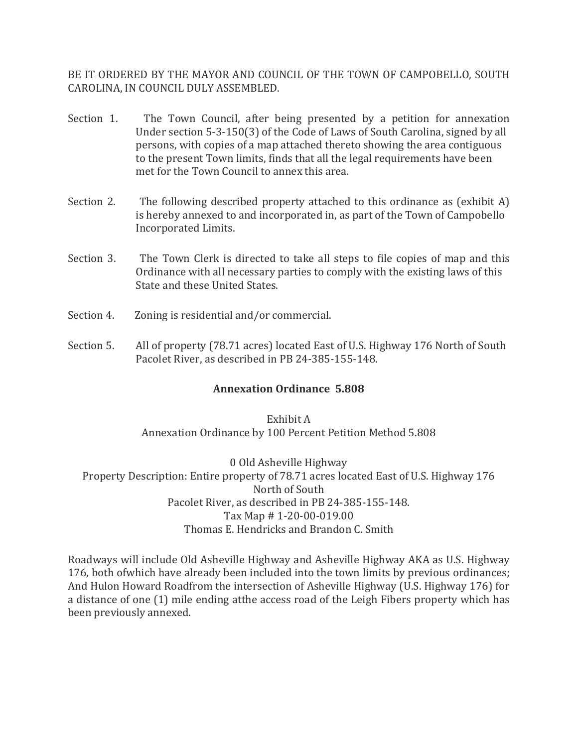BE IT ORDERED BY THE MAYOR AND COUNCIL OF THE TOWN OF CAMPOBELLO, SOUTH CAROLINA, IN COUNCIL DULY ASSEMBLED.

Section 1. The Town Council, after being presented by a petition for annexation Under section 5-3-150(3) of the Code of Laws of South Carolina, signed by all persons, with copies of a map attached thereto showing the area contiguous to the present Town limits, finds that all the legal requirements have been met for the Town Council to annex this area.

Section 2. The following described property attached to this ordinance as (exhibit A) is hereby annexed to and incorporated in, as part of the Town of Campobello Incorporated Limits.

Section 3. The Town Clerk is directed to take all steps to file copies of map and this Ordinance with all necessary parties to comply with the existing laws of this State and these United States.

Section 4. Zoning is residential and/or commercial.

Section 5. All of property (78.71 acres) located East of U.S. Highway 176 North of South Pacolet River, as described in PB 24-385-155-148.

**Annexation Ordinance 5.808**

Exhibit A
Annexation Ordinance by 100 Percent Petition Method 5.808

0 Old Asheville Highway
Property Description: Entire property of 78.71 acres located East of U.S. Highway 176 North of South
Pacolet River, as described in PB 24-385-155-148.
Tax Map # 1-20-00-019.00
Thomas E. Hendricks and Brandon C. Smith

Roadways will include Old Asheville Highway and Asheville Highway AKA as U.S. Highway 176, both ofwhich have already been included into the town limits by previous ordinances; And Hulon Howard Roadfrom the intersection of Asheville Highway (U.S. Highway 176) for a distance of one (1) mile ending atthe access road of the Leigh Fibers property which has been previously annexed.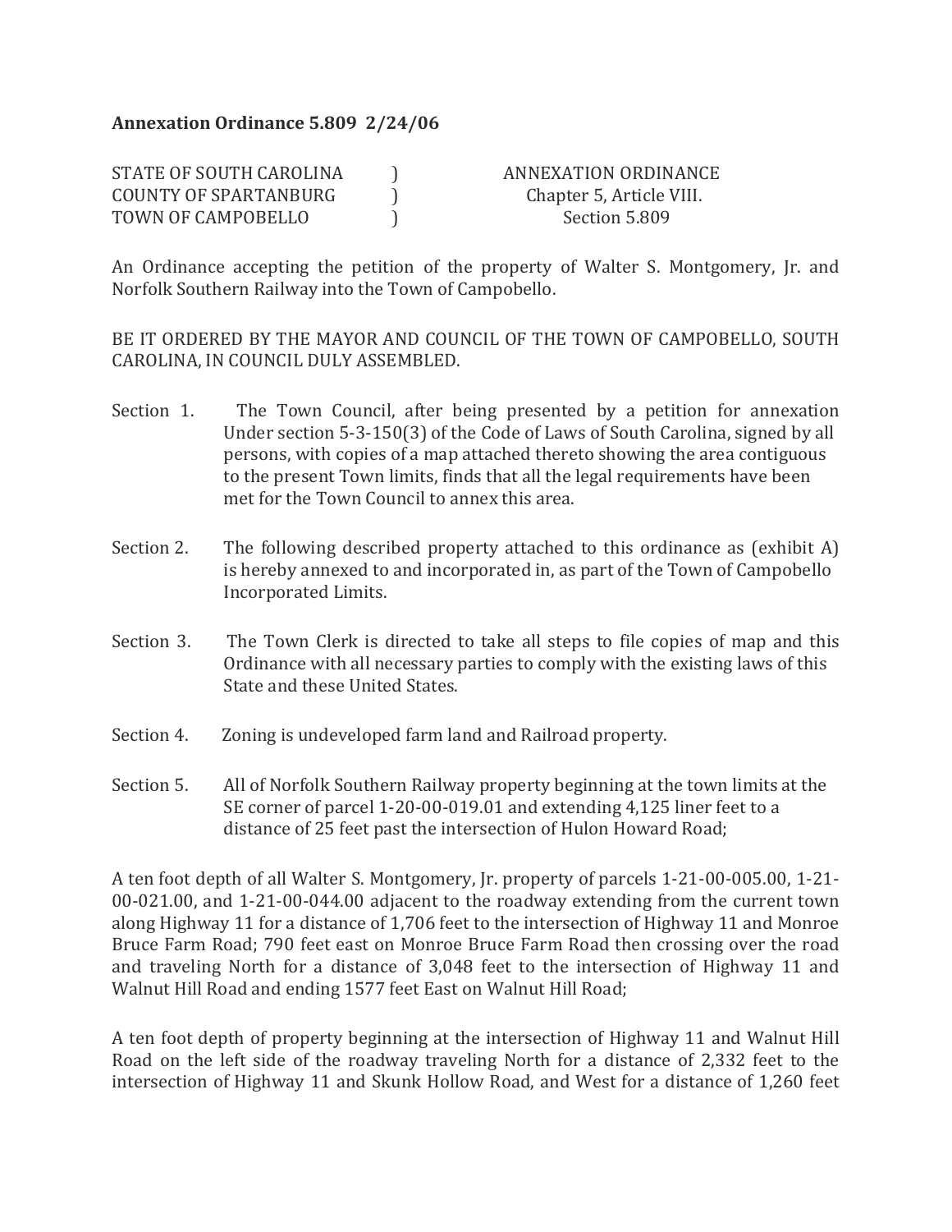**Annexation Ordinance 5.809 2/24/06**

| | | |
|---|---|---|
| STATE OF SOUTH CAROLINA | ) | ANNEXATION ORDINANCE |
| COUNTY OF SPARTANBURG | ) | Chapter 5, Article VIII. |
| TOWN OF CAMPOBELLO | ) | Section 5.809 |

An Ordinance accepting the petition of the property of Walter S. Montgomery, Jr. and Norfolk Southern Railway into the Town of Campobello.

BE IT ORDERED BY THE MAYOR AND COUNCIL OF THE TOWN OF CAMPOBELLO, SOUTH CAROLINA, IN COUNCIL DULY ASSEMBLED.

Section 1. The Town Council, after being presented by a petition for annexation Under section 5-3-150(3) of the Code of Laws of South Carolina, signed by all persons, with copies of a map attached thereto showing the area contiguous to the present Town limits, finds that all the legal requirements have been met for the Town Council to annex this area.

Section 2. The following described property attached to this ordinance as (exhibit A) is hereby annexed to and incorporated in, as part of the Town of Campobello Incorporated Limits.

Section 3. The Town Clerk is directed to take all steps to file copies of map and this Ordinance with all necessary parties to comply with the existing laws of this State and these United States.

Section 4. Zoning is undeveloped farm land and Railroad property.

Section 5. All of Norfolk Southern Railway property beginning at the town limits at the SE corner of parcel 1-20-00-019.01 and extending 4,125 liner feet to a distance of 25 feet past the intersection of Hulon Howard Road;

A ten foot depth of all Walter S. Montgomery, Jr. property of parcels 1-21-00-005.00, 1-21-00-021.00, and 1-21-00-044.00 adjacent to the roadway extending from the current town along Highway 11 for a distance of 1,706 feet to the intersection of Highway 11 and Monroe Bruce Farm Road; 790 feet east on Monroe Bruce Farm Road then crossing over the road and traveling North for a distance of 3,048 feet to the intersection of Highway 11 and Walnut Hill Road and ending 1577 feet East on Walnut Hill Road;

A ten foot depth of property beginning at the intersection of Highway 11 and Walnut Hill Road on the left side of the roadway traveling North for a distance of 2,332 feet to the intersection of Highway 11 and Skunk Hollow Road, and West for a distance of 1,260 feet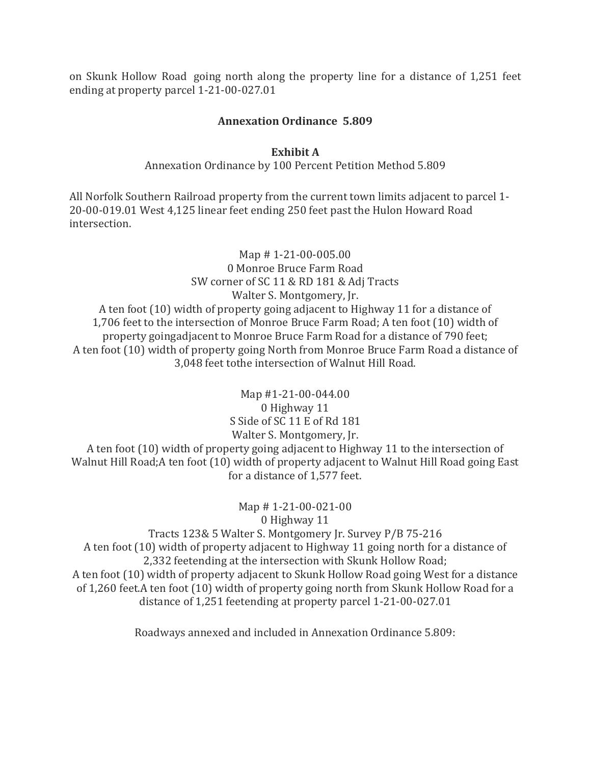on Skunk Hollow Road going north along the property line for a distance of 1,251 feet ending at property parcel 1-21-00-027.01

**Annexation Ordinance 5.809**

**Exhibit A**

Annexation Ordinance by 100 Percent Petition Method 5.809

All Norfolk Southern Railroad property from the current town limits adjacent to parcel 1-20-00-019.01 West 4,125 linear feet ending 250 feet past the Hulon Howard Road intersection.

Map # 1-21-00-005.00
0 Monroe Bruce Farm Road
SW corner of SC 11 & RD 181 & Adj Tracts
Walter S. Montgomery, Jr.
A ten foot (10) width of property going adjacent to Highway 11 for a distance of 1,706 feet to the intersection of Monroe Bruce Farm Road; A ten foot (10) width of property goingadjacent to Monroe Bruce Farm Road for a distance of 790 feet;
A ten foot (10) width of property going North from Monroe Bruce Farm Road a distance of 3,048 feet tothe intersection of Walnut Hill Road.

Map #1-21-00-044.00
0 Highway 11
S Side of SC 11 E of Rd 181
Walter S. Montgomery, Jr.
A ten foot (10) width of property going adjacent to Highway 11 to the intersection of Walnut Hill Road;A ten foot (10) width of property adjacent to Walnut Hill Road going East for a distance of 1,577 feet.

Map # 1-21-00-021-00
0 Highway 11
Tracts 123& 5 Walter S. Montgomery Jr. Survey P/B 75-216
A ten foot (10) width of property adjacent to Highway 11 going north for a distance of 2,332 feetending at the intersection with Skunk Hollow Road;
A ten foot (10) width of property adjacent to Skunk Hollow Road going West for a distance of 1,260 feet.A ten foot (10) width of property going north from Skunk Hollow Road for a distance of 1,251 feetending at property parcel 1-21-00-027.01

Roadways annexed and included in Annexation Ordinance 5.809: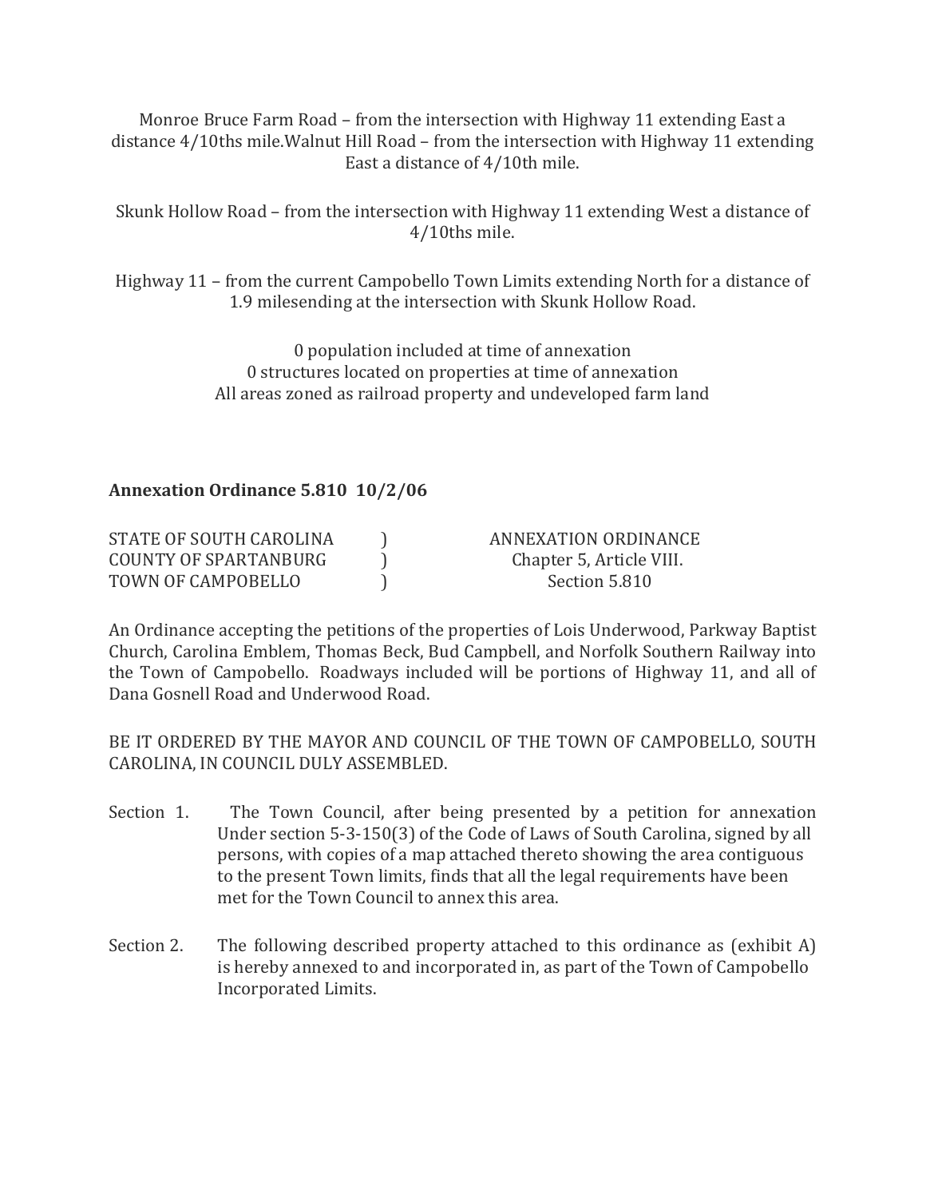Monroe Bruce Farm Road – from the intersection with Highway 11 extending East a distance 4/10ths mile.Walnut Hill Road – from the intersection with Highway 11 extending East a distance of 4/10th mile.

Skunk Hollow Road – from the intersection with Highway 11 extending West a distance of 4/10ths mile.

Highway 11 – from the current Campobello Town Limits extending North for a distance of 1.9 milesending at the intersection with Skunk Hollow Road.

0 population included at time of annexation
0 structures located on properties at time of annexation
All areas zoned as railroad property and undeveloped farm land

**Annexation Ordinance 5.810 10/2/06**

| | | |
|---|---|---|
| STATE OF SOUTH CAROLINA | ) | ANNEXATION ORDINANCE |
| COUNTY OF SPARTANBURG | ) | Chapter 5, Article VIII. |
| TOWN OF CAMPOBELLO | ) | Section 5.810 |

An Ordinance accepting the petitions of the properties of Lois Underwood, Parkway Baptist Church, Carolina Emblem, Thomas Beck, Bud Campbell, and Norfolk Southern Railway into the Town of Campobello. Roadways included will be portions of Highway 11, and all of Dana Gosnell Road and Underwood Road.

BE IT ORDERED BY THE MAYOR AND COUNCIL OF THE TOWN OF CAMPOBELLO, SOUTH CAROLINA, IN COUNCIL DULY ASSEMBLED.

Section 1. The Town Council, after being presented by a petition for annexation Under section 5-3-150(3) of the Code of Laws of South Carolina, signed by all persons, with copies of a map attached thereto showing the area contiguous to the present Town limits, finds that all the legal requirements have been met for the Town Council to annex this area.

Section 2. The following described property attached to this ordinance as (exhibit A) is hereby annexed to and incorporated in, as part of the Town of Campobello Incorporated Limits.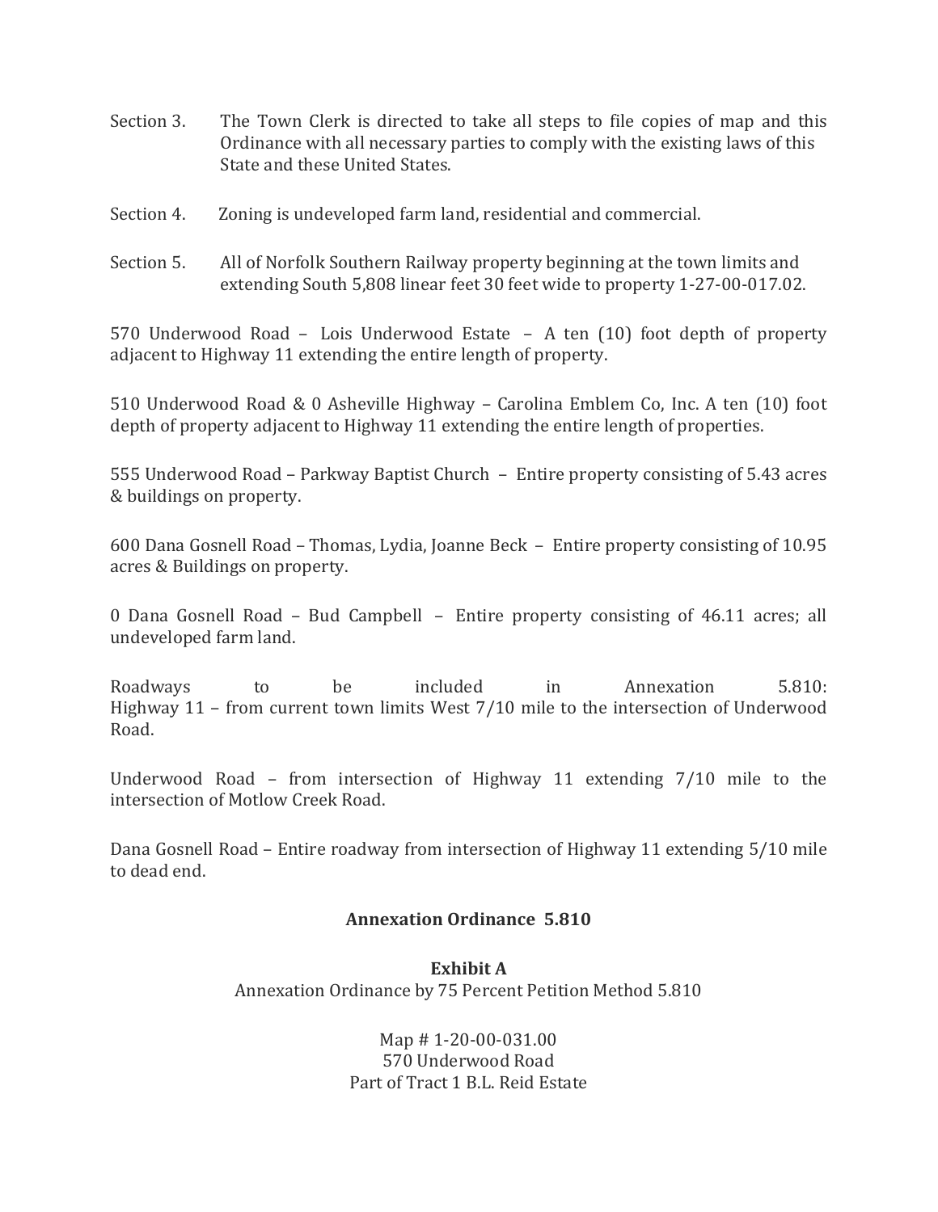Section 3. The Town Clerk is directed to take all steps to file copies of map and this Ordinance with all necessary parties to comply with the existing laws of this State and these United States.

Section 4. Zoning is undeveloped farm land, residential and commercial.

Section 5. All of Norfolk Southern Railway property beginning at the town limits and extending South 5,808 linear feet 30 feet wide to property 1-27-00-017.02.

570 Underwood Road – Lois Underwood Estate – A ten (10) foot depth of property adjacent to Highway 11 extending the entire length of property.

510 Underwood Road & 0 Asheville Highway – Carolina Emblem Co, Inc. A ten (10) foot depth of property adjacent to Highway 11 extending the entire length of properties.

555 Underwood Road – Parkway Baptist Church – Entire property consisting of 5.43 acres & buildings on property.

600 Dana Gosnell Road – Thomas, Lydia, Joanne Beck – Entire property consisting of 10.95 acres & Buildings on property.

0 Dana Gosnell Road – Bud Campbell – Entire property consisting of 46.11 acres; all undeveloped farm land.

Roadways to be included in Annexation 5.810:
Highway 11 – from current town limits West 7/10 mile to the intersection of Underwood Road.

Underwood Road – from intersection of Highway 11 extending 7/10 mile to the intersection of Motlow Creek Road.

Dana Gosnell Road – Entire roadway from intersection of Highway 11 extending 5/10 mile to dead end.

**Annexation Ordinance 5.810**

**Exhibit A**

Annexation Ordinance by 75 Percent Petition Method 5.810

Map # 1-20-00-031.00
570 Underwood Road
Part of Tract 1 B.L. Reid Estate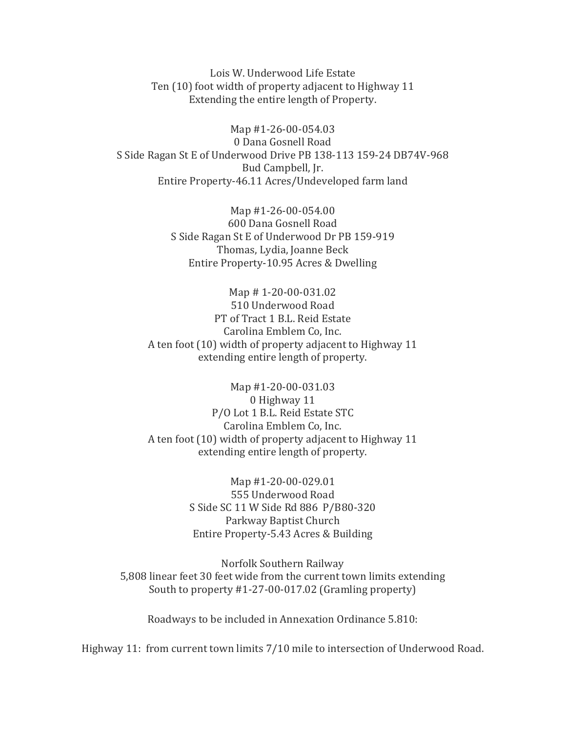Lois W. Underwood Life Estate
Ten (10) foot width of property adjacent to Highway 11
Extending the entire length of Property.

Map #1-26-00-054.03
0 Dana Gosnell Road
S Side Ragan St E of Underwood Drive PB 138-113 159-24 DB74V-968
Bud Campbell, Jr.
Entire Property-46.11 Acres/Undeveloped farm land

Map #1-26-00-054.00
600 Dana Gosnell Road
S Side Ragan St E of Underwood Dr PB 159-919
Thomas, Lydia, Joanne Beck
Entire Property-10.95 Acres & Dwelling

Map # 1-20-00-031.02
510 Underwood Road
PT of Tract 1 B.L. Reid Estate
Carolina Emblem Co, Inc.
A ten foot (10) width of property adjacent to Highway 11
extending entire length of property.

Map #1-20-00-031.03
0 Highway 11
P/O Lot 1 B.L. Reid Estate STC
Carolina Emblem Co, Inc.
A ten foot (10) width of property adjacent to Highway 11
extending entire length of property.

Map #1-20-00-029.01
555 Underwood Road
S Side SC 11 W Side Rd 886 P/B80-320
Parkway Baptist Church
Entire Property-5.43 Acres & Building

Norfolk Southern Railway
5,808 linear feet 30 feet wide from the current town limits extending
South to property #1-27-00-017.02 (Gramling property)

Roadways to be included in Annexation Ordinance 5.810:

Highway 11: from current town limits 7/10 mile to intersection of Underwood Road.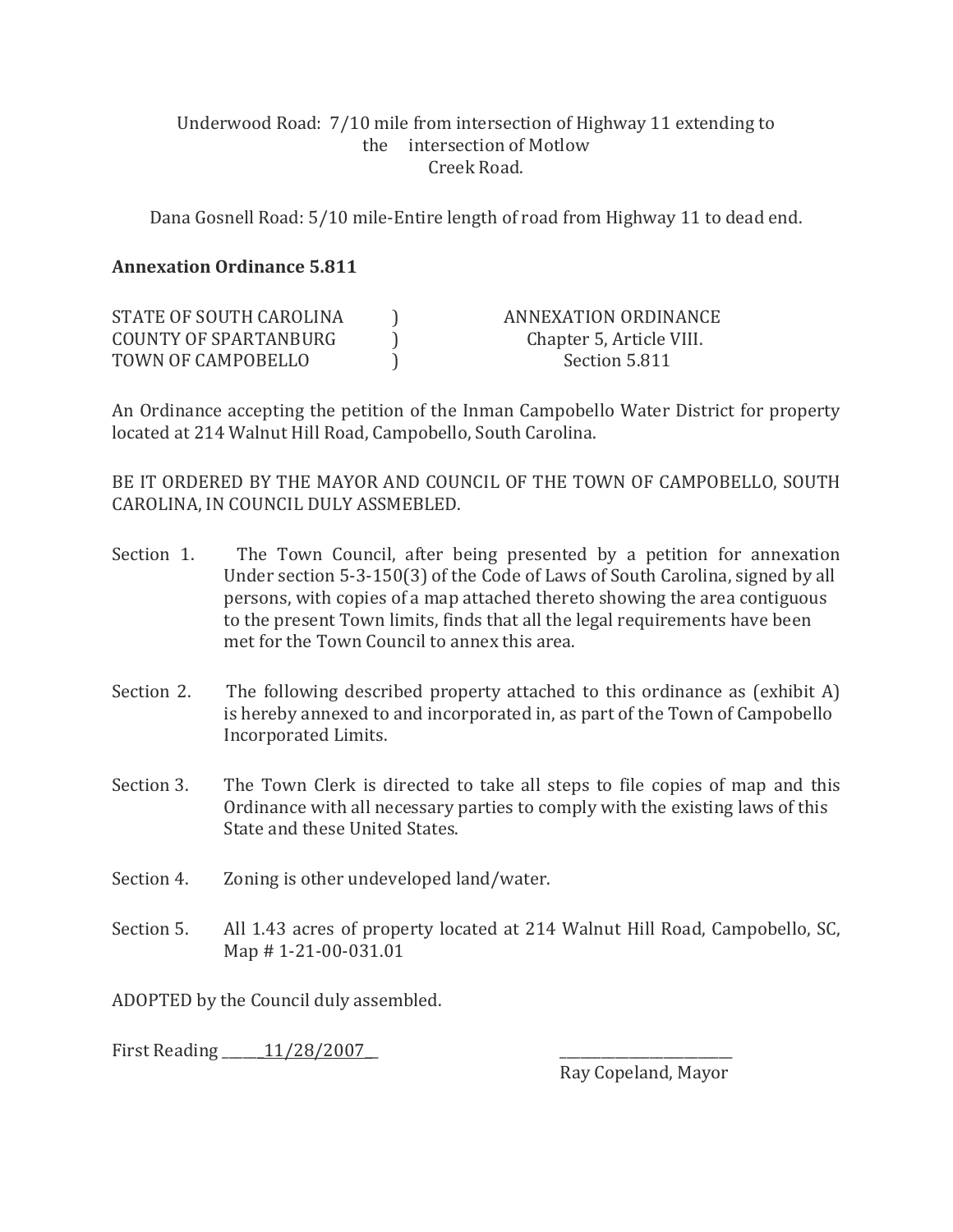Underwood Road: 7/10 mile from intersection of Highway 11 extending to the intersection of Motlow Creek Road.

Dana Gosnell Road: 5/10 mile-Entire length of road from Highway 11 to dead end.

**Annexation Ordinance 5.811**

| | | |
|---|---|---|
| STATE OF SOUTH CAROLINA | ) | ANNEXATION ORDINANCE |
| COUNTY OF SPARTANBURG | ) | Chapter 5, Article VIII. |
| TOWN OF CAMPOBELLO | ) | Section 5.811 |

An Ordinance accepting the petition of the Inman Campobello Water District for property located at 214 Walnut Hill Road, Campobello, South Carolina.

BE IT ORDERED BY THE MAYOR AND COUNCIL OF THE TOWN OF CAMPOBELLO, SOUTH CAROLINA, IN COUNCIL DULY ASSMEBLED.

Section 1. The Town Council, after being presented by a petition for annexation Under section 5-3-150(3) of the Code of Laws of South Carolina, signed by all persons, with copies of a map attached thereto showing the area contiguous to the present Town limits, finds that all the legal requirements have been met for the Town Council to annex this area.

Section 2. The following described property attached to this ordinance as (exhibit A) is hereby annexed to and incorporated in, as part of the Town of Campobello Incorporated Limits.

Section 3. The Town Clerk is directed to take all steps to file copies of map and this Ordinance with all necessary parties to comply with the existing laws of this State and these United States.

Section 4. Zoning is other undeveloped land/water.

Section 5. All 1.43 acres of property located at 214 Walnut Hill Road, Campobello, SC, Map # 1-21-00-031.01

ADOPTED by the Council duly assembled.

First Reading ______11/28/2007__

________________________
Ray Copeland, Mayor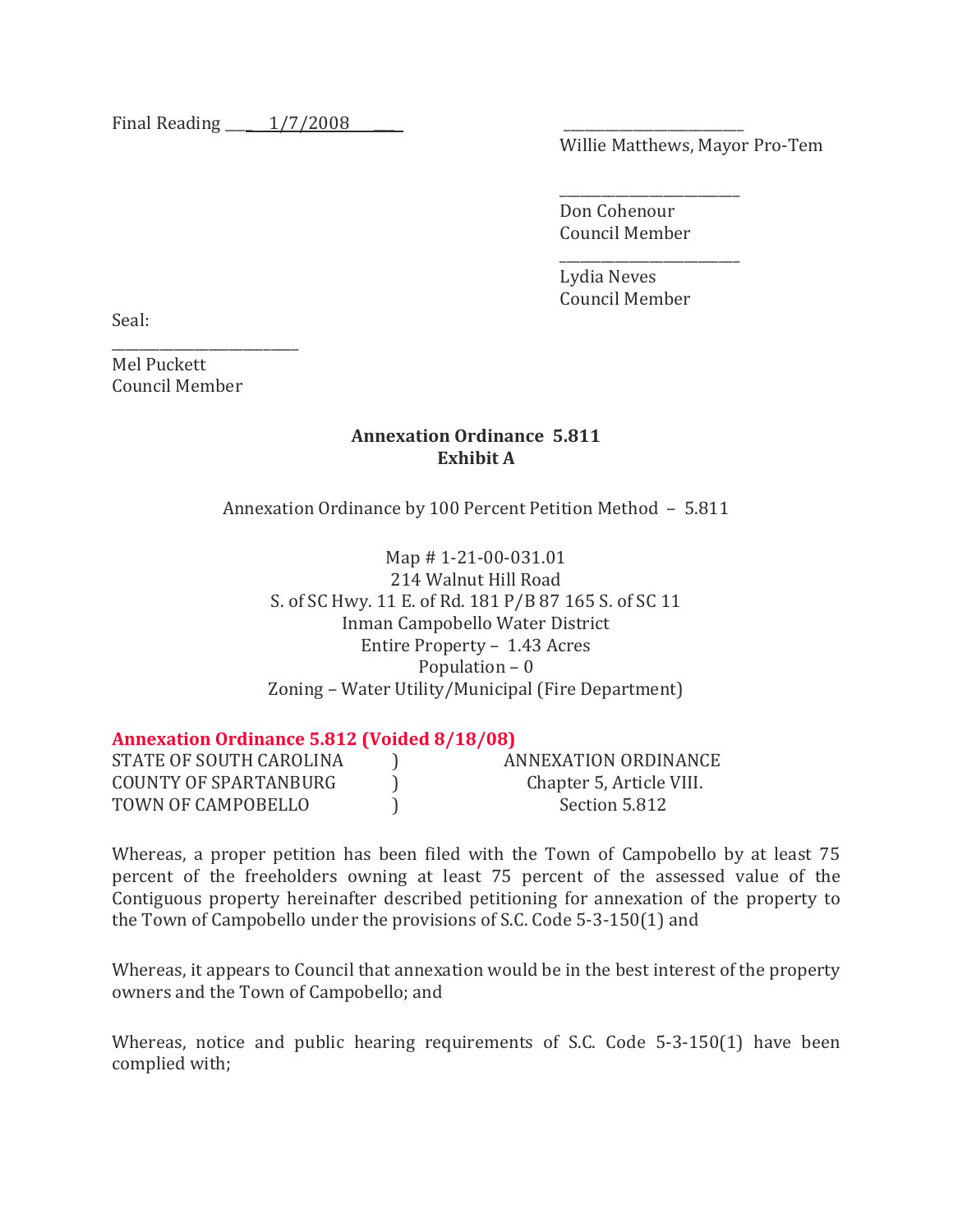Final Reading ___1/7/2008___

Willie Matthews, Mayor Pro-Tem

Don Cohenour
Council Member

Lydia Neves
Council Member

Seal:

Mel Puckett
Council Member

**Annexation Ordinance 5.811**
**Exhibit A**

Annexation Ordinance by 100 Percent Petition Method – 5.811

Map # 1-21-00-031.01
214 Walnut Hill Road
S. of SC Hwy. 11 E. of Rd. 181 P/B 87 165 S. of SC 11
Inman Campobello Water District
Entire Property – 1.43 Acres
Population – 0
Zoning – Water Utility/Municipal (Fire Department)

**Annexation Ordinance 5.812 (Voided 8/18/08)**

| | | |
|---|---|---|
| STATE OF SOUTH CAROLINA | ) | ANNEXATION ORDINANCE |
| COUNTY OF SPARTANBURG | ) | Chapter 5, Article VIII. |
| TOWN OF CAMPOBELLO | ) | Section 5.812 |

Whereas, a proper petition has been filed with the Town of Campobello by at least 75 percent of the freeholders owning at least 75 percent of the assessed value of the Contiguous property hereinafter described petitioning for annexation of the property to the Town of Campobello under the provisions of S.C. Code 5-3-150(1) and

Whereas, it appears to Council that annexation would be in the best interest of the property owners and the Town of Campobello; and

Whereas, notice and public hearing requirements of S.C. Code 5-3-150(1) have been complied with;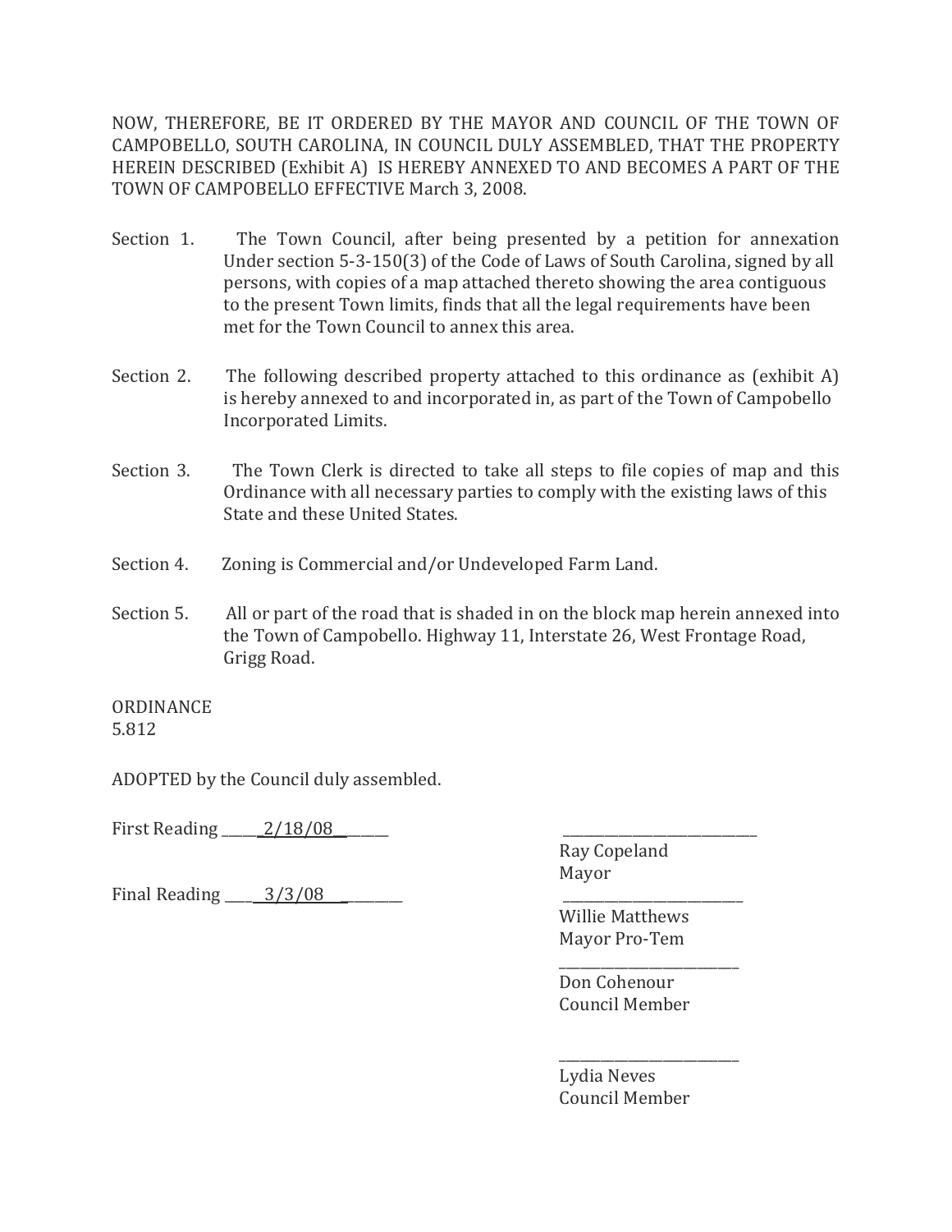NOW, THEREFORE, BE IT ORDERED BY THE MAYOR AND COUNCIL OF THE TOWN OF CAMPOBELLO, SOUTH CAROLINA, IN COUNCIL DULY ASSEMBLED, THAT THE PROPERTY HEREIN DESCRIBED (Exhibit A) IS HEREBY ANNEXED TO AND BECOMES A PART OF THE TOWN OF CAMPOBELLO EFFECTIVE March 3, 2008.

Section 1. The Town Council, after being presented by a petition for annexation Under section 5-3-150(3) of the Code of Laws of South Carolina, signed by all persons, with copies of a map attached thereto showing the area contiguous to the present Town limits, finds that all the legal requirements have been met for the Town Council to annex this area.

Section 2. The following described property attached to this ordinance as (exhibit A) is hereby annexed to and incorporated in, as part of the Town of Campobello Incorporated Limits.

Section 3. The Town Clerk is directed to take all steps to file copies of map and this Ordinance with all necessary parties to comply with the existing laws of this State and these United States.

Section 4. Zoning is Commercial and/or Undeveloped Farm Land.

Section 5. All or part of the road that is shaded in on the block map herein annexed into the Town of Campobello. Highway 11, Interstate 26, West Frontage Road, Grigg Road.

ORDINANCE
5.812

ADOPTED by the Council duly assembled.

First Reading ______2/18/08_______

Final Reading _____3/3/08_________

___________________________
Ray Copeland
Mayor

___________________________
Willie Matthews
Mayor Pro-Tem

___________________________
Don Cohenour
Council Member

___________________________
Lydia Neves
Council Member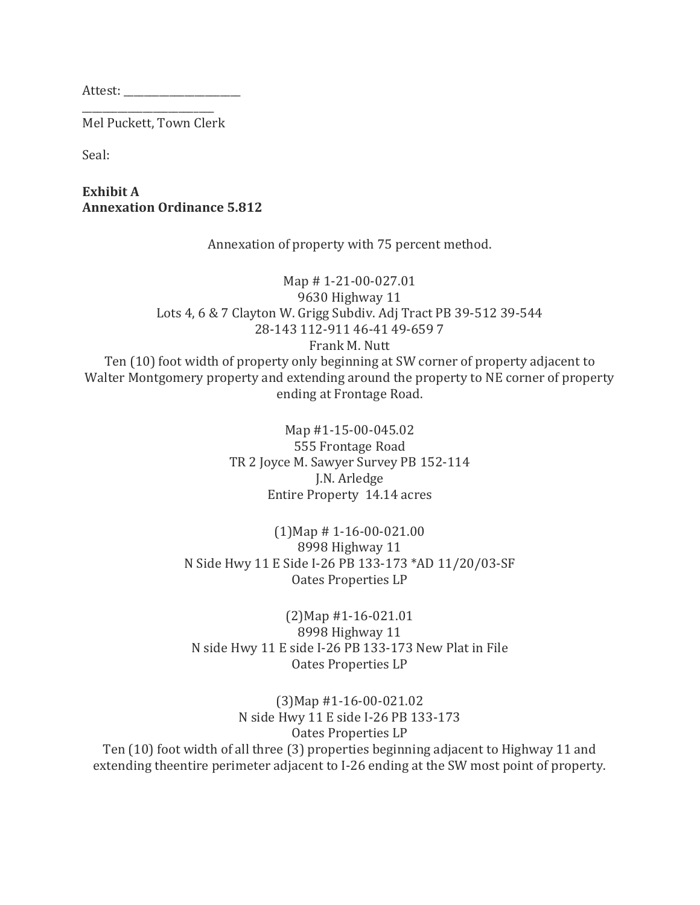Attest: ______________________

_________________________
Mel Puckett, Town Clerk

Seal:

**Exhibit A**
**Annexation Ordinance 5.812**

Annexation of property with 75 percent method.

Map # 1-21-00-027.01
9630 Highway 11
Lots 4, 6 & 7 Clayton W. Grigg Subdiv. Adj Tract PB 39-512 39-544
28-143 112-911 46-41 49-659 7
Frank M. Nutt
Ten (10) foot width of property only beginning at SW corner of property adjacent to Walter Montgomery property and extending around the property to NE corner of property ending at Frontage Road.

Map #1-15-00-045.02
555 Frontage Road
TR 2 Joyce M. Sawyer Survey PB 152-114
J.N. Arledge
Entire Property 14.14 acres

(1)Map # 1-16-00-021.00
8998 Highway 11
N Side Hwy 11 E Side I-26 PB 133-173 *AD 11/20/03-SF
Oates Properties LP

(2)Map #1-16-021.01
8998 Highway 11
N side Hwy 11 E side I-26 PB 133-173 New Plat in File
Oates Properties LP

(3)Map #1-16-00-021.02
N side Hwy 11 E side I-26 PB 133-173
Oates Properties LP
Ten (10) foot width of all three (3) properties beginning adjacent to Highway 11 and extending theentire perimeter adjacent to I-26 ending at the SW most point of property.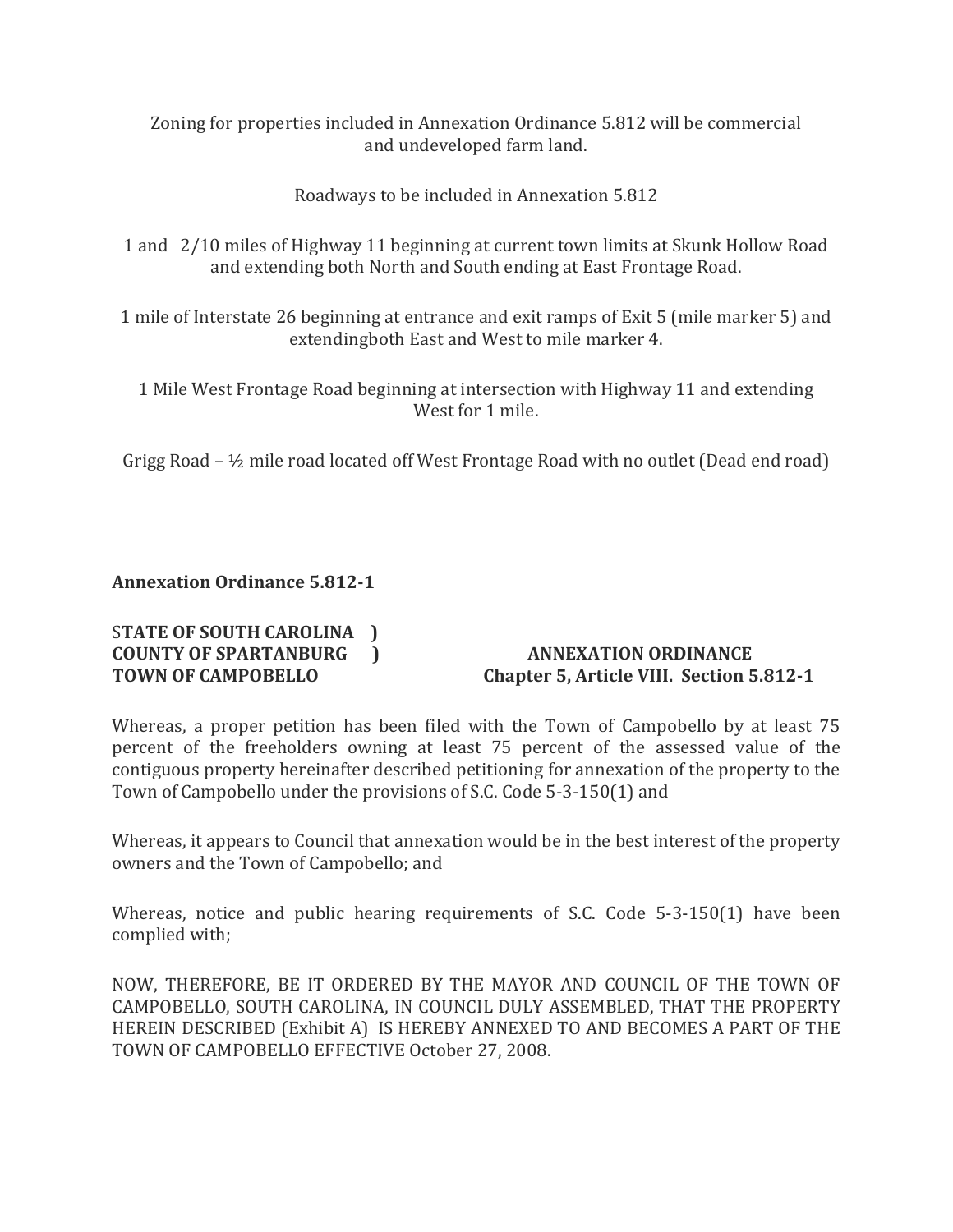Zoning for properties included in Annexation Ordinance 5.812 will be commercial and undeveloped farm land.

Roadways to be included in Annexation 5.812

1 and 2/10 miles of Highway 11 beginning at current town limits at Skunk Hollow Road and extending both North and South ending at East Frontage Road.

1 mile of Interstate 26 beginning at entrance and exit ramps of Exit 5 (mile marker 5) and extendingboth East and West to mile marker 4.

1 Mile West Frontage Road beginning at intersection with Highway 11 and extending West for 1 mile.

Grigg Road – ½ mile road located off West Frontage Road with no outlet (Dead end road)

**Annexation Ordinance 5.812-1**

**STATE OF SOUTH CAROLINA )**
**COUNTY OF SPARTANBURG )**
**TOWN OF CAMPOBELLO**

**ANNEXATION ORDINANCE**
**Chapter 5, Article VIII. Section 5.812-1**

Whereas, a proper petition has been filed with the Town of Campobello by at least 75 percent of the freeholders owning at least 75 percent of the assessed value of the contiguous property hereinafter described petitioning for annexation of the property to the Town of Campobello under the provisions of S.C. Code 5-3-150(1) and

Whereas, it appears to Council that annexation would be in the best interest of the property owners and the Town of Campobello; and

Whereas, notice and public hearing requirements of S.C. Code 5-3-150(1) have been complied with;

NOW, THEREFORE, BE IT ORDERED BY THE MAYOR AND COUNCIL OF THE TOWN OF CAMPOBELLO, SOUTH CAROLINA, IN COUNCIL DULY ASSEMBLED, THAT THE PROPERTY HEREIN DESCRIBED (Exhibit A) IS HEREBY ANNEXED TO AND BECOMES A PART OF THE TOWN OF CAMPOBELLO EFFECTIVE October 27, 2008.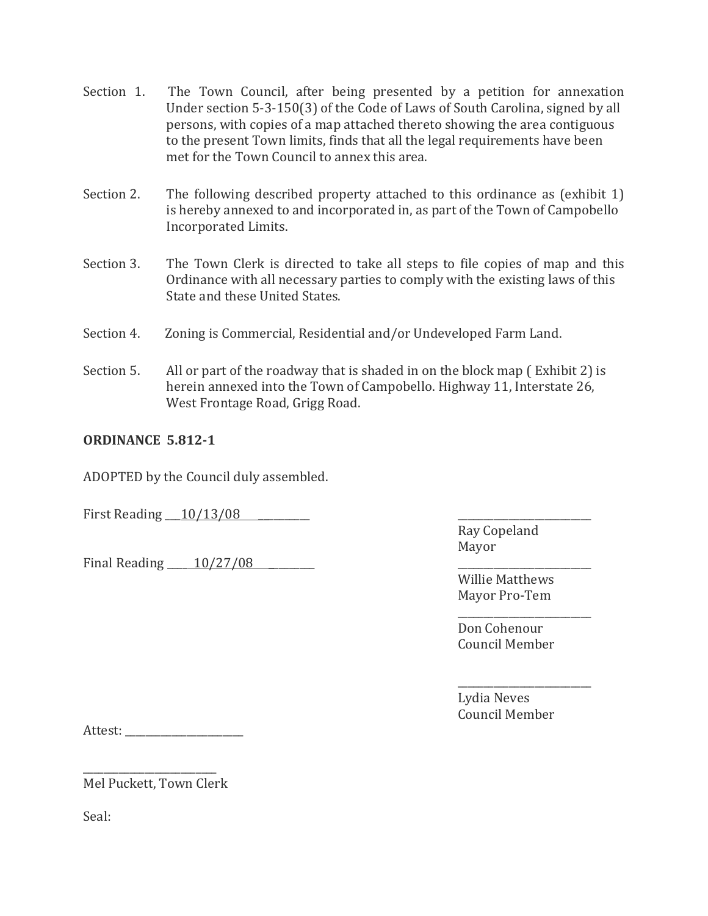Section 1. The Town Council, after being presented by a petition for annexation Under section 5-3-150(3) of the Code of Laws of South Carolina, signed by all persons, with copies of a map attached thereto showing the area contiguous to the present Town limits, finds that all the legal requirements have been met for the Town Council to annex this area.

Section 2. The following described property attached to this ordinance as (exhibit 1) is hereby annexed to and incorporated in, as part of the Town of Campobello Incorporated Limits.

Section 3. The Town Clerk is directed to take all steps to file copies of map and this Ordinance with all necessary parties to comply with the existing laws of this State and these United States.

Section 4. Zoning is Commercial, Residential and/or Undeveloped Farm Land.

Section 5. All or part of the roadway that is shaded in on the block map ( Exhibit 2) is herein annexed into the Town of Campobello. Highway 11, Interstate 26, West Frontage Road, Grigg Road.

**ORDINANCE 5.812-1**

ADOPTED by the Council duly assembled.

First Reading ___10/13/08___________

Final Reading ____10/27/08__________

_________________________
Ray Copeland
Mayor

_________________________
Willie Matthews
Mayor Pro-Tem

_________________________
Don Cohenour
Council Member

_________________________
Lydia Neves
Council Member

Attest: _______________________

_________________________
Mel Puckett, Town Clerk

Seal: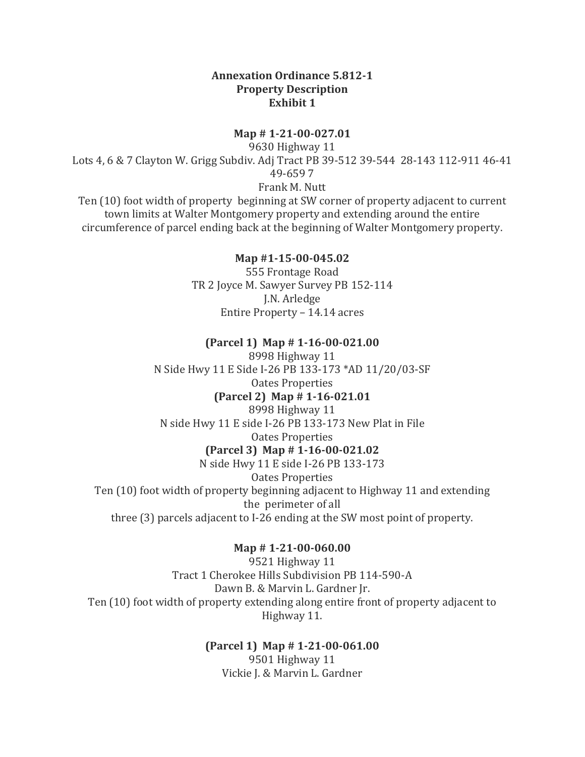**Annexation Ordinance 5.812-1**
**Property Description**
**Exhibit 1**

**Map # 1-21-00-027.01**

9630 Highway 11

Lots 4, 6 & 7 Clayton W. Grigg Subdiv. Adj Tract PB 39-512 39-544 28-143 112-911 46-41 49-659 7

Frank M. Nutt

Ten (10) foot width of property beginning at SW corner of property adjacent to current town limits at Walter Montgomery property and extending around the entire circumference of parcel ending back at the beginning of Walter Montgomery property.

**Map #1-15-00-045.02**

555 Frontage Road

TR 2 Joyce M. Sawyer Survey PB 152-114

J.N. Arledge

Entire Property – 14.14 acres

**(Parcel 1) Map # 1-16-00-021.00**

8998 Highway 11

N Side Hwy 11 E Side I-26 PB 133-173 *AD 11/20/03-SF

Oates Properties

**(Parcel 2) Map # 1-16-021.01**

8998 Highway 11

N side Hwy 11 E side I-26 PB 133-173 New Plat in File

Oates Properties

**(Parcel 3) Map # 1-16-00-021.02**

N side Hwy 11 E side I-26 PB 133-173

Oates Properties

Ten (10) foot width of property beginning adjacent to Highway 11 and extending the perimeter of all three (3) parcels adjacent to I-26 ending at the SW most point of property.

**Map # 1-21-00-060.00**

9521 Highway 11

Tract 1 Cherokee Hills Subdivision PB 114-590-A

Dawn B. & Marvin L. Gardner Jr.

Ten (10) foot width of property extending along entire front of property adjacent to Highway 11.

**(Parcel 1) Map # 1-21-00-061.00**

9501 Highway 11

Vickie J. & Marvin L. Gardner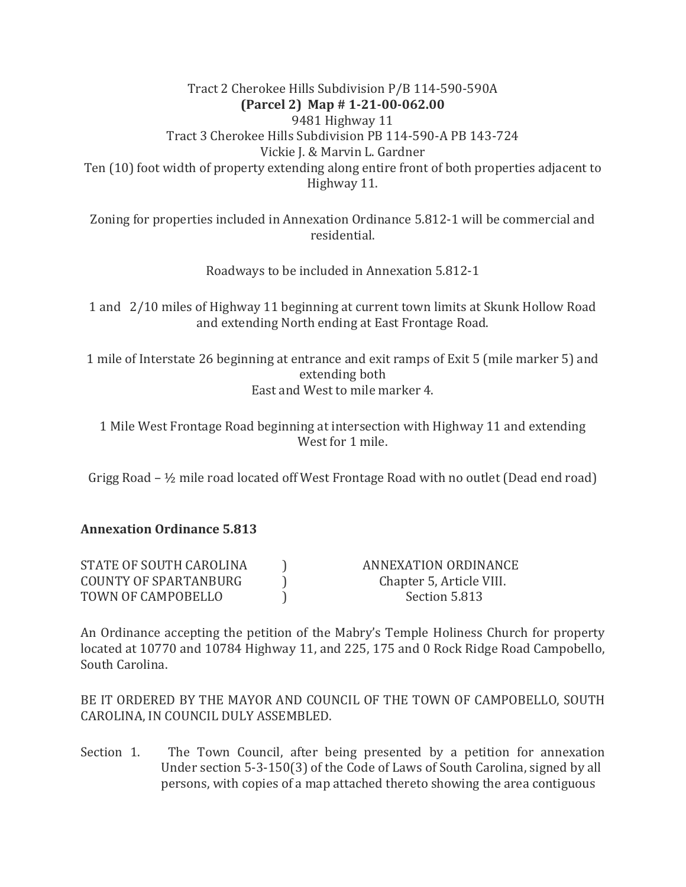Tract 2 Cherokee Hills Subdivision P/B 114-590-590A

**(Parcel 2) Map # 1-21-00-062.00**

9481 Highway 11

Tract 3 Cherokee Hills Subdivision PB 114-590-A PB 143-724

Vickie J. & Marvin L. Gardner

Ten (10) foot width of property extending along entire front of both properties adjacent to Highway 11.

Zoning for properties included in Annexation Ordinance 5.812-1 will be commercial and residential.

Roadways to be included in Annexation 5.812-1

1 and 2/10 miles of Highway 11 beginning at current town limits at Skunk Hollow Road and extending North ending at East Frontage Road.

1 mile of Interstate 26 beginning at entrance and exit ramps of Exit 5 (mile marker 5) and extending both East and West to mile marker 4.

1 Mile West Frontage Road beginning at intersection with Highway 11 and extending West for 1 mile.

Grigg Road – ½ mile road located off West Frontage Road with no outlet (Dead end road)

**Annexation Ordinance 5.813**

| | | |
|---|---|---|
| STATE OF SOUTH CAROLINA | ) | ANNEXATION ORDINANCE |
| COUNTY OF SPARTANBURG | ) | Chapter 5, Article VIII. |
| TOWN OF CAMPOBELLO | ) | Section 5.813 |

An Ordinance accepting the petition of the Mabry's Temple Holiness Church for property located at 10770 and 10784 Highway 11, and 225, 175 and 0 Rock Ridge Road Campobello, South Carolina.

BE IT ORDERED BY THE MAYOR AND COUNCIL OF THE TOWN OF CAMPOBELLO, SOUTH CAROLINA, IN COUNCIL DULY ASSEMBLED.

Section 1. The Town Council, after being presented by a petition for annexation Under section 5-3-150(3) of the Code of Laws of South Carolina, signed by all persons, with copies of a map attached thereto showing the area contiguous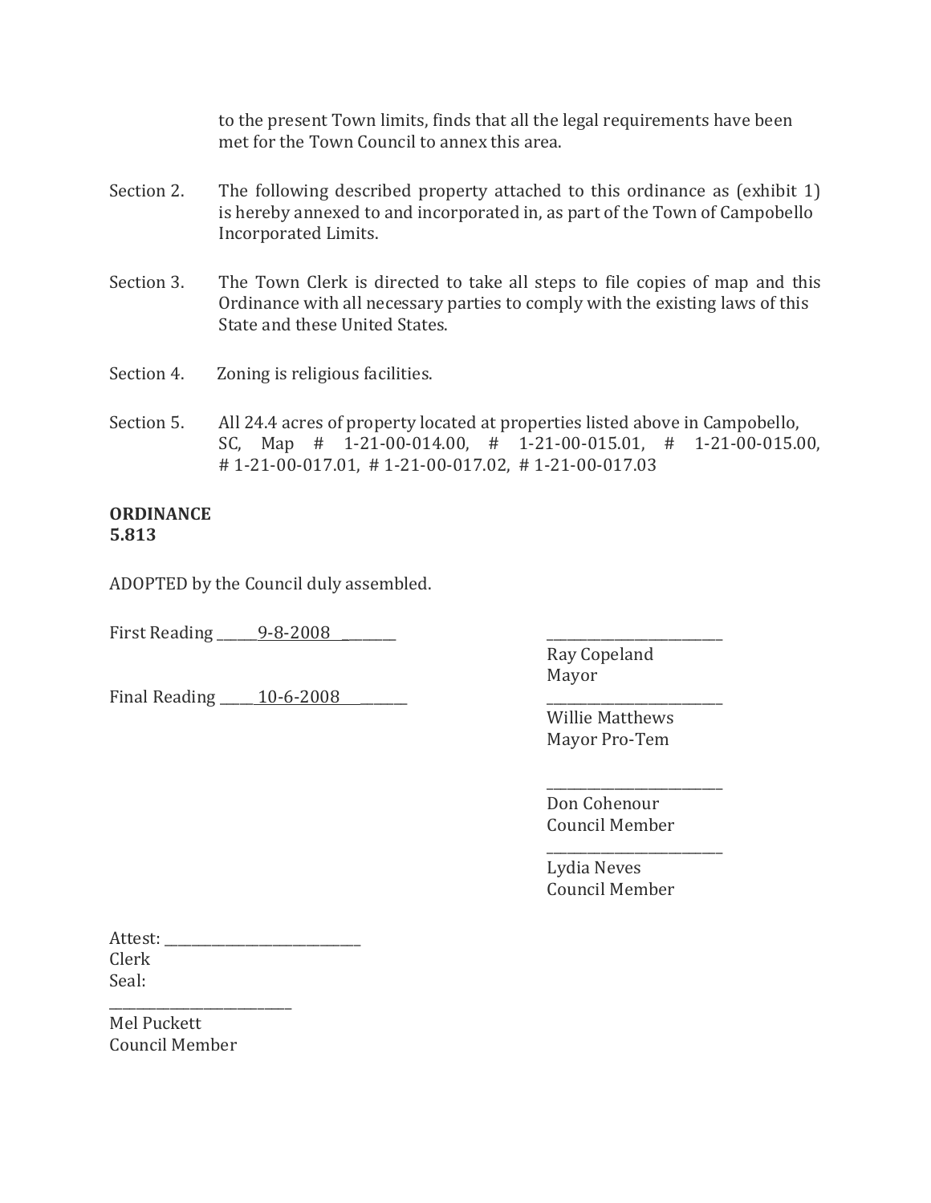to the present Town limits, finds that all the legal requirements have been met for the Town Council to annex this area.

Section 2. The following described property attached to this ordinance as (exhibit 1) is hereby annexed to and incorporated in, as part of the Town of Campobello Incorporated Limits.

Section 3. The Town Clerk is directed to take all steps to file copies of map and this Ordinance with all necessary parties to comply with the existing laws of this State and these United States.

Section 4. Zoning is religious facilities.

Section 5. All 24.4 acres of property located at properties listed above in Campobello, SC, Map # 1-21-00-014.00, # 1-21-00-015.01, # 1-21-00-015.00, # 1-21-00-017.01, # 1-21-00-017.02, # 1-21-00-017.03

**ORDINANCE**
**5.813**

ADOPTED by the Council duly assembled.

First Reading ______9-8-2008 ________

Final Reading _____10-6-2008 _______

_________________________
Ray Copeland
Mayor

_________________________
Willie Matthews
Mayor Pro-Tem

_________________________
Don Cohenour
Council Member

_________________________
Lydia Neves
Council Member

Attest: ____________________________
Clerk
Seal:

_________________________
Mel Puckett
Council Member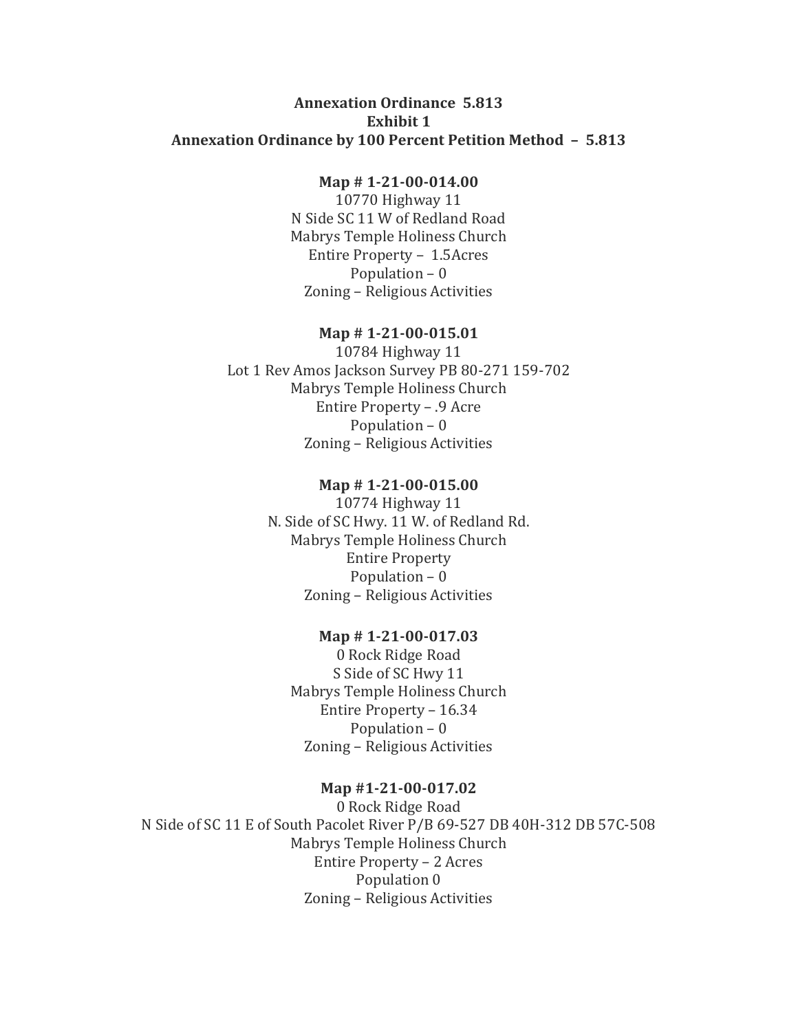**Annexation Ordinance 5.813**
**Exhibit 1**
**Annexation Ordinance by 100 Percent Petition Method – 5.813**

**Map # 1-21-00-014.00**
10770 Highway 11
N Side SC 11 W of Redland Road
Mabrys Temple Holiness Church
Entire Property – 1.5Acres
Population – 0
Zoning – Religious Activities

**Map # 1-21-00-015.01**
10784 Highway 11
Lot 1 Rev Amos Jackson Survey PB 80-271 159-702
Mabrys Temple Holiness Church
Entire Property – .9 Acre
Population – 0
Zoning – Religious Activities

**Map # 1-21-00-015.00**
10774 Highway 11
N. Side of SC Hwy. 11 W. of Redland Rd.
Mabrys Temple Holiness Church
Entire Property
Population – 0
Zoning – Religious Activities

**Map # 1-21-00-017.03**
0 Rock Ridge Road
S Side of SC Hwy 11
Mabrys Temple Holiness Church
Entire Property – 16.34
Population – 0
Zoning – Religious Activities

**Map #1-21-00-017.02**
0 Rock Ridge Road
N Side of SC 11 E of South Pacolet River P/B 69-527 DB 40H-312 DB 57C-508
Mabrys Temple Holiness Church
Entire Property – 2 Acres
Population 0
Zoning – Religious Activities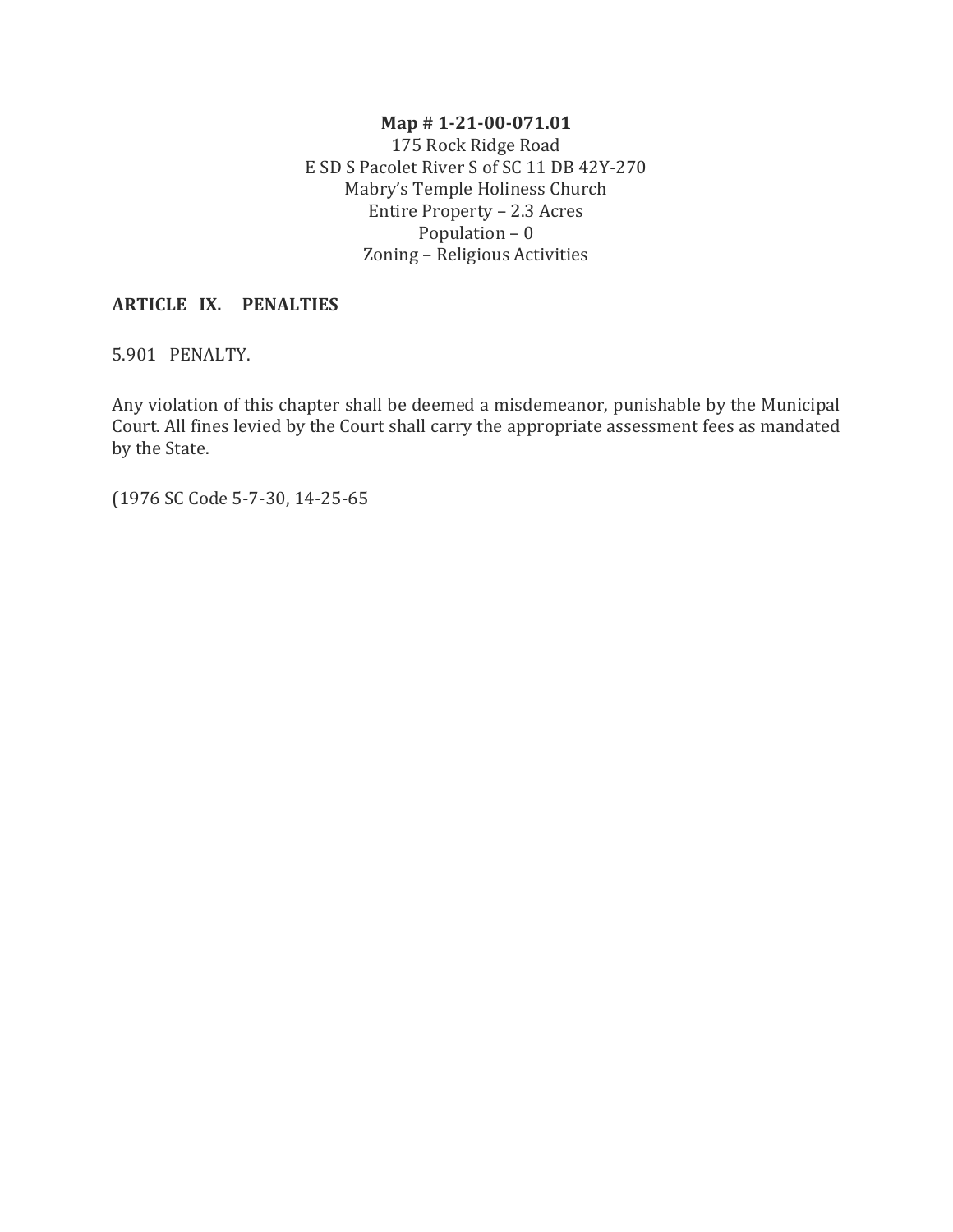**Map # 1-21-00-071.01**

175 Rock Ridge Road
E SD S Pacolet River S of SC 11 DB 42Y-270
Mabry's Temple Holiness Church
Entire Property – 2.3 Acres
Population – 0
Zoning – Religious Activities

## ARTICLE IX. PENALTIES

5.901 PENALTY.

Any violation of this chapter shall be deemed a misdemeanor, punishable by the Municipal Court. All fines levied by the Court shall carry the appropriate assessment fees as mandated by the State.

(1976 SC Code 5-7-30, 14-25-65